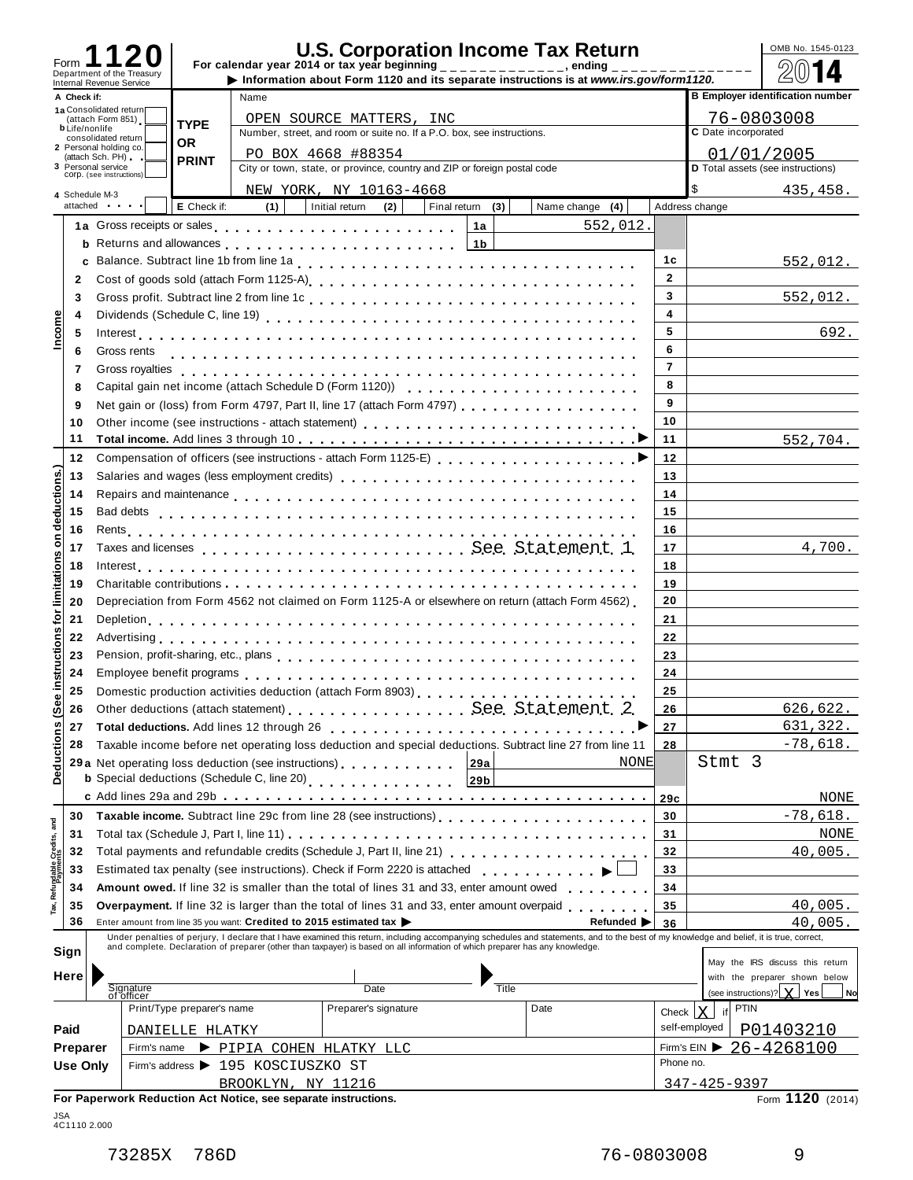# Form 1120 — U.S. Corporation Income Tax Return

Department of the Treasury
Internal Revenue Service

For calendar year 2014 or tax year beginning ______________, ending ______________

▶ Information about Form 1120 and its separate instructions is at *www.irs.gov/form1120.*

OMB No. 1545-0123

**2014**

| A Check if: | | Name | B Employer identification number |
|---|---|---|---|
| 1a Consolidated return (attach Form 851) | TYPE OR PRINT | OPEN SOURCE MATTERS, INC | 76-0803008 |
| b Life/nonlife consolidated return | | Number, street, and room or suite no. If a P.O. box, see instructions. | C Date incorporated |
| 2 Personal holding co. (attach Sch. PH) | | PO BOX 4668 #88354 | 01/01/2005 |
| 3 Personal service corp. (see instructions) | | City or town, state, or province, country and ZIP or foreign postal code | D Total assets (see instructions) |
| 4 Schedule M-3 attached | | NEW YORK, NY 10163-4668 | $ 435,458. |

E Check if: (1) Initial return (2) Final return (3) Name change (4) Address change

## Income

| Line | Description | | | Line | Amount |
|---|---|---|---|---|---|
| 1a | Gross receipts or sales | 1a | 552,012. | | |
| b | Returns and allowances | 1b | | | |
| c | Balance. Subtract line 1b from line 1a | | | 1c | 552,012. |
| 2 | Cost of goods sold (attach Form 1125-A) | | | 2 | |
| 3 | Gross profit. Subtract line 2 from line 1c | | | 3 | 552,012. |
| 4 | Dividends (Schedule C, line 19) | | | 4 | |
| 5 | Interest | | | 5 | 692. |
| 6 | Gross rents | | | 6 | |
| 7 | Gross royalties | | | 7 | |
| 8 | Capital gain net income (attach Schedule D (Form 1120)) | | | 8 | |
| 9 | Net gain or (loss) from Form 4797, Part II, line 17 (attach Form 4797) | | | 9 | |
| 10 | Other income (see instructions - attach statement) | | | 10 | |
| 11 | **Total income.** Add lines 3 through 10 | | | 11 | 552,704. |

## Deductions (See instructions for limitations on deductions.)

| Line | Description | | | Line | Amount |
|---|---|---|---|---|---|
| 12 | Compensation of officers (see instructions - attach Form 1125-E) | | | 12 | |
| 13 | Salaries and wages (less employment credits) | | | 13 | |
| 14 | Repairs and maintenance | | | 14 | |
| 15 | Bad debts | | | 15 | |
| 16 | Rents | | | 16 | |
| 17 | Taxes and licenses — See Statement 1 | | | 17 | 4,700. |
| 18 | Interest | | | 18 | |
| 19 | Charitable contributions | | | 19 | |
| 20 | Depreciation from Form 4562 not claimed on Form 1125-A or elsewhere on return (attach Form 4562) | | | 20 | |
| 21 | Depletion | | | 21 | |
| 22 | Advertising | | | 22 | |
| 23 | Pension, profit-sharing, etc., plans | | | 23 | |
| 24 | Employee benefit programs | | | 24 | |
| 25 | Domestic production activities deduction (attach Form 8903) | | | 25 | |
| 26 | Other deductions (attach statement) — See Statement 2 | | | 26 | 626,622. |
| 27 | **Total deductions.** Add lines 12 through 26 | | | 27 | 631,322. |
| 28 | Taxable income before net operating loss deduction and special deductions. Subtract line 27 from line 11 | | | 28 | -78,618. |
| 29a | Net operating loss deduction (see instructions) | 29a | NONE | | Stmt 3 |
| b | Special deductions (Schedule C, line 20) | 29b | | | |
| c | Add lines 29a and 29b | | | 29c | NONE |

## Tax, Refundable Credits, and Payments

| Line | Description | Line | Amount |
|---|---|---|---|
| 30 | **Taxable income.** Subtract line 29c from line 28 (see instructions) | 30 | -78,618. |
| 31 | Total tax (Schedule J, Part I, line 11) | 31 | NONE |
| 32 | Total payments and refundable credits (Schedule J, Part II, line 21) | 32 | 40,005. |
| 33 | Estimated tax penalty (see instructions). Check if Form 2220 is attached ▶ ☐ | 33 | |
| 34 | **Amount owed.** If line 32 is smaller than the total of lines 31 and 33, enter amount owed | 34 | |
| 35 | **Overpayment.** If line 32 is larger than the total of lines 31 and 33, enter amount overpaid | 35 | 40,005. |
| 36 | Enter amount from line 35 you want: **Credited to 2015 estimated tax** ▶ — **Refunded** ▶ | 36 | 40,005. |

**Sign Here**

Under penalties of perjury, I declare that I have examined this return, including accompanying schedules and statements, and to the best of my knowledge and belief, it is true, correct, and complete. Declaration of preparer (other than taxpayer) is based on all information of which preparer has any knowledge.

Signature of officer ______ Date ______ Title ______

May the IRS discuss this return with the preparer shown below (see instructions)? [X] Yes [ ] No

**Paid Preparer Use Only**

| Print/Type preparer's name | Preparer's signature | Date | Check [X] if self-employed | PTIN |
|---|---|---|---|---|
| DANIELLE HLATKY | | | | P01403210 |

Firm's name ▶ PIPIA COHEN HLATKY LLC — Firm's EIN ▶ 26-4268100

Firm's address ▶ 195 KOSCIUSZKO ST, BROOKLYN, NY 11216 — Phone no. 347-425-9397

**For Paperwork Reduction Act Notice, see separate instructions.** Form **1120** (2014)

JSA 4C1110 2.000

73285X 786D 76-0803008 9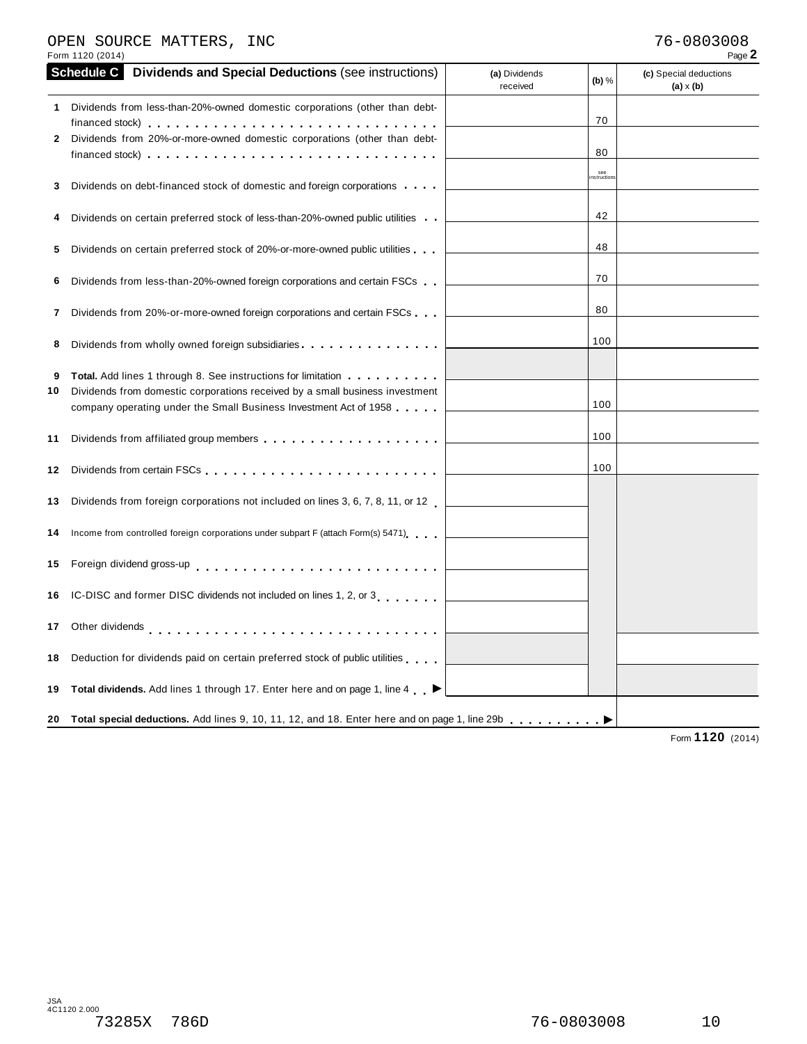OPEN SOURCE MATTERS, INC 76-0803008

Form 1120 (2014)

## Schedule C Dividends and Special Deductions (see instructions)

| | | (a) Dividends received | (b) % | (c) Special deductions (a) x (b) |
|---|---|---|---|---|
| 1 | Dividends from less-than-20%-owned domestic corporations (other than debt-financed stock) | | 70 | |
| 2 | Dividends from 20%-or-more-owned domestic corporations (other than debt-financed stock) | | 80 | |
| 3 | Dividends on debt-financed stock of domestic and foreign corporations | | see instructions | |
| 4 | Dividends on certain preferred stock of less-than-20%-owned public utilities | | 42 | |
| 5 | Dividends on certain preferred stock of 20%-or-more-owned public utilities | | 48 | |
| 6 | Dividends from less-than-20%-owned foreign corporations and certain FSCs | | 70 | |
| 7 | Dividends from 20%-or-more-owned foreign corporations and certain FSCs | | 80 | |
| 8 | Dividends from wholly owned foreign subsidiaries | | 100 | |
| 9 | **Total.** Add lines 1 through 8. See instructions for limitation | | | |
| 10 | Dividends from domestic corporations received by a small business investment company operating under the Small Business Investment Act of 1958 | | 100 | |
| 11 | Dividends from affiliated group members | | 100 | |
| 12 | Dividends from certain FSCs | | 100 | |
| 13 | Dividends from foreign corporations not included on lines 3, 6, 7, 8, 11, or 12 | | | |
| 14 | Income from controlled foreign corporations under subpart F (attach Form(s) 5471) | | | |
| 15 | Foreign dividend gross-up | | | |
| 16 | IC-DISC and former DISC dividends not included on lines 1, 2, or 3 | | | |
| 17 | Other dividends | | | |
| 18 | Deduction for dividends paid on certain preferred stock of public utilities | | | |
| 19 | **Total dividends.** Add lines 1 through 17. Enter here and on page 1, line 4 ▶ | | | |
| 20 | **Total special deductions.** Add lines 9, 10, 11, 12, and 18. Enter here and on page 1, line 29b ▶ | | | |

Form **1120** (2014)

JSA
4C1120 2.000
73285X 786D 76-0803008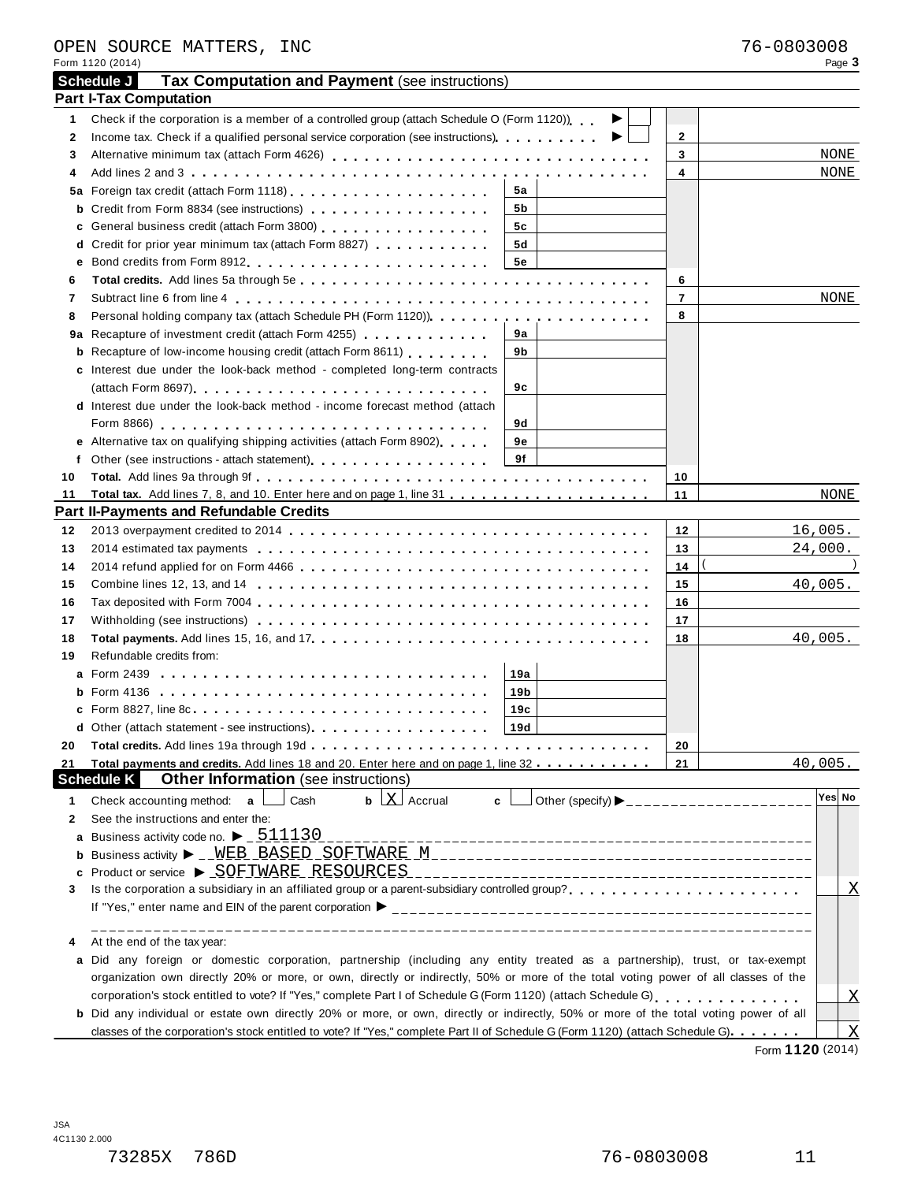OPEN SOURCE MATTERS, INC 76-0803008

Form 1120 (2014) Page **3**

## Schedule J — Tax Computation and Payment (see instructions)

### Part I-Tax Computation

| Line | Description | Sub-line | Sub-amount | Line | Amount |
|---|---|---|---|---|---|
| 1 | Check if the corporation is a member of a controlled group (attach Schedule O (Form 1120)) ▶ ☐ | | | | |
| 2 | Income tax. Check if a qualified personal service corporation (see instructions) ▶ ☐ | | | 2 | |
| 3 | Alternative minimum tax (attach Form 4626) | | | 3 | NONE |
| 4 | Add lines 2 and 3 | | | 4 | NONE |
| 5a | Foreign tax credit (attach Form 1118) | 5a | | | |
| b | Credit from Form 8834 (see instructions) | 5b | | | |
| c | General business credit (attach Form 3800) | 5c | | | |
| d | Credit for prior year minimum tax (attach Form 8827) | 5d | | | |
| e | Bond credits from Form 8912 | 5e | | | |
| 6 | **Total credits.** Add lines 5a through 5e | | | 6 | |
| 7 | Subtract line 6 from line 4 | | | 7 | NONE |
| 8 | Personal holding company tax (attach Schedule PH (Form 1120)) | | | 8 | |
| 9a | Recapture of investment credit (attach Form 4255) | 9a | | | |
| b | Recapture of low-income housing credit (attach Form 8611) | 9b | | | |
| c | Interest due under the look-back method - completed long-term contracts (attach Form 8697) | 9c | | | |
| d | Interest due under the look-back method - income forecast method (attach Form 8866) | 9d | | | |
| e | Alternative tax on qualifying shipping activities (attach Form 8902) | 9e | | | |
| f | Other (see instructions - attach statement) | 9f | | | |
| 10 | **Total.** Add lines 9a through 9f | | | 10 | |
| 11 | **Total tax.** Add lines 7, 8, and 10. Enter here and on page 1, line 31 | | | 11 | NONE |

### Part II-Payments and Refundable Credits

| Line | Description | Sub-line | Sub-amount | Line | Amount |
|---|---|---|---|---|---|
| 12 | 2013 overpayment credited to 2014 | | | 12 | 16,005. |
| 13 | 2014 estimated tax payments | | | 13 | 24,000. |
| 14 | 2014 refund applied for on Form 4466 | | | 14 | ( ) |
| 15 | Combine lines 12, 13, and 14 | | | 15 | 40,005. |
| 16 | Tax deposited with Form 7004 | | | 16 | |
| 17 | Withholding (see instructions) | | | 17 | |
| 18 | **Total payments.** Add lines 15, 16, and 17 | | | 18 | 40,005. |
| 19 | Refundable credits from: | | | | |
| a | Form 2439 | 19a | | | |
| b | Form 4136 | 19b | | | |
| c | Form 8827, line 8c | 19c | | | |
| d | Other (attach statement - see instructions) | 19d | | | |
| 20 | **Total credits.** Add lines 19a through 19d | | | 20 | |
| 21 | **Total payments and credits.** Add lines 18 and 20. Enter here and on page 1, line 32 | | | 21 | 40,005. |

## Schedule K — Other Information (see instructions)

| Line | Question | Yes | No |
|---|---|---|---|
| 1 | Check accounting method: a ☐ Cash b ☒ Accrual c ☐ Other (specify) ▶ | | |
| 2 | See the instructions and enter the: | | |
| a | Business activity code no. ▶ 511130 | | |
| b | Business activity ▶ WEB BASED SOFTWARE M | | |
| c | Product or service ▶ SOFTWARE RESOURCES | | |
| 3 | Is the corporation a subsidiary in an affiliated group or a parent-subsidiary controlled group? If "Yes," enter name and EIN of the parent corporation ▶ | | X |
| 4 | At the end of the tax year: | | |
| a | Did any foreign or domestic corporation, partnership (including any entity treated as a partnership), trust, or tax-exempt organization own directly 20% or more, or own, directly or indirectly, 50% or more of the total voting power of all classes of the corporation's stock entitled to vote? If "Yes," complete Part I of Schedule G (Form 1120) (attach Schedule G) | | X |
| b | Did any individual or estate own directly 20% or more, or own, directly or indirectly, 50% or more of the total voting power of all classes of the corporation's stock entitled to vote? If "Yes," complete Part II of Schedule G (Form 1120) (attach Schedule G) | | X |

Form **1120** (2014)

JSA
4C1130 2.000

73285X 786D 76-0803008 11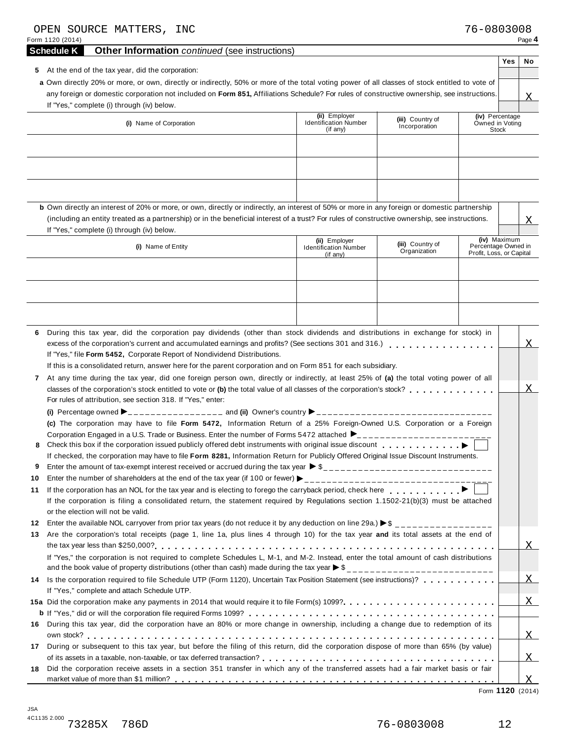OPEN SOURCE MATTERS, INC 76-0803008

Form 1120 (2014) Page **4**

**Schedule K** **Other Information** *continued* (see instructions)

| | Yes | No |
|---|---|---|
| **5** At the end of the tax year, did the corporation: | | |
| **a** Own directly 20% or more, or own, directly or indirectly, 50% or more of the total voting power of all classes of stock entitled to vote of any foreign or domestic corporation not included on **Form 851,** Affiliations Schedule? For rules of constructive ownership, see instructions. If "Yes," complete (i) through (iv) below. | | X |

| **(i)** Name of Corporation | **(ii)** Employer Identification Number (if any) | **(iii)** Country of Incorporation | **(iv)** Percentage Owned in Voting Stock |
|---|---|---|---|
| | | | |
| | | | |
| | | | |

| | Yes | No |
|---|---|---|
| **b** Own directly an interest of 20% or more, or own, directly or indirectly, an interest of 50% or more in any foreign or domestic partnership (including an entity treated as a partnership) or in the beneficial interest of a trust? For rules of constructive ownership, see instructions. If "Yes," complete (i) through (iv) below. | | X |

| **(i)** Name of Entity | **(ii)** Employer Identification Number (if any) | **(iii)** Country of Organization | **(iv)** Maximum Percentage Owned in Profit, Loss, or Capital |
|---|---|---|---|
| | | | |
| | | | |
| | | | |

| | Yes | No |
|---|---|---|
| **6** During this tax year, did the corporation pay dividends (other than stock dividends and distributions in exchange for stock) in excess of the corporation's current and accumulated earnings and profits? (See sections 301 and 316.) If "Yes," file **Form 5452,** Corporate Report of Nondividend Distributions. If this is a consolidated return, answer here for the parent corporation and on Form 851 for each subsidiary. | | X |
| **7** At any time during the tax year, did one foreign person own, directly or indirectly, at least 25% of **(a)** the total voting power of all classes of the corporation's stock entitled to vote or **(b)** the total value of all classes of the corporation's stock? For rules of attribution, see section 318. If "Yes," enter: | | X |
| **(i)** Percentage owned ▶ ________ and **(ii)** Owner's country ▶ ________ | | |
| **(c)** The corporation may have to file **Form 5472,** Information Return of a 25% Foreign-Owned U.S. Corporation or a Foreign Corporation Engaged in a U.S. Trade or Business. Enter the number of Forms 5472 attached ▶ ________ | | |
| **8** Check this box if the corporation issued publicly offered debt instruments with original issue discount ▶ ☐ If checked, the corporation may have to file **Form 8281,** Information Return for Publicly Offered Original Issue Discount Instruments. | | |
| **9** Enter the amount of tax-exempt interest received or accrued during the tax year ▶ $ ________ | | |
| **10** Enter the number of shareholders at the end of the tax year (if 100 or fewer) ▶ ________ | | |
| **11** If the corporation has an NOL for the tax year and is electing to forego the carryback period, check here ▶ ☐ If the corporation is filing a consolidated return, the statement required by Regulations section 1.1502-21(b)(3) must be attached or the election will not be valid. | | |
| **12** Enter the available NOL carryover from prior tax years (do not reduce it by any deduction on line 29a.) ▶ $ ________ | | |
| **13** Are the corporation's total receipts (page 1, line 1a, plus lines 4 through 10) for the tax year **and** its total assets at the end of the tax year less than $250,000? If "Yes," the corporation is not required to complete Schedules L, M-1, and M-2. Instead, enter the total amount of cash distributions and the book value of property distributions (other than cash) made during the tax year ▶ $ ________ | | X |
| **14** Is the corporation required to file Schedule UTP (Form 1120), Uncertain Tax Position Statement (see instructions)? If "Yes," complete and attach Schedule UTP. | | X |
| **15a** Did the corporation make any payments in 2014 that would require it to file Form(s) 1099? | | X |
| **b** If "Yes," did or will the corporation file required Forms 1099? | | |
| **16** During this tax year, did the corporation have an 80% or more change in ownership, including a change due to redemption of its own stock? | | X |
| **17** During or subsequent to this tax year, but before the filing of this return, did the corporation dispose of more than 65% (by value) of its assets in a taxable, non-taxable, or tax deferred transaction? | | X |
| **18** Did the corporation receive assets in a section 351 transfer in which any of the transferred assets had a fair market basis or fair market value of more than $1 million? | | X |

Form **1120** (2014)

JSA 4C1135 2.000 73285X 786D 76-0803008 12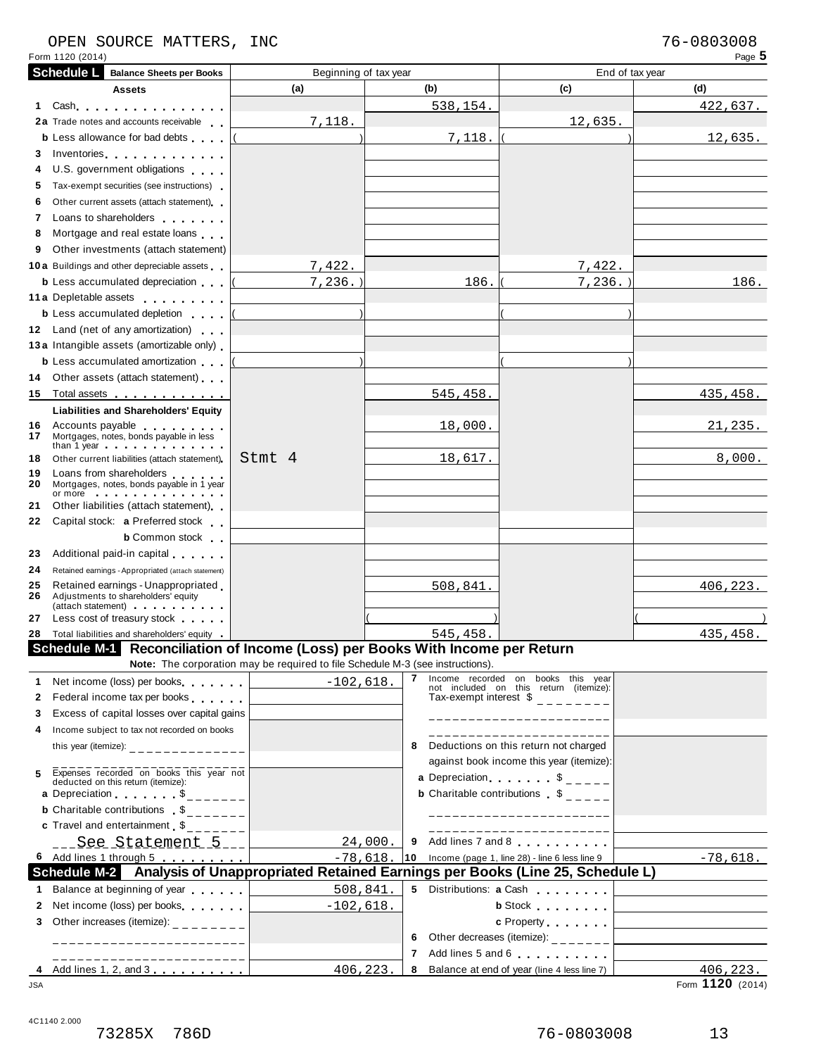OPEN SOURCE MATTERS, INC 76-0803008

Form 1120 (2014) Page **5**

## Schedule L — Balance Sheets per Books

| Assets | Beginning of tax year (a) | (b) | End of tax year (c) | (d) |
|---|---|---|---|---|
| 1 Cash | | 538,154. | | 422,637. |
| 2a Trade notes and accounts receivable | 7,118. | | 12,635. | |
| b Less allowance for bad debts | ( ) | 7,118. | ( ) | 12,635. |
| 3 Inventories | | | | |
| 4 U.S. government obligations | | | | |
| 5 Tax-exempt securities (see instructions) | | | | |
| 6 Other current assets (attach statement) | | | | |
| 7 Loans to shareholders | | | | |
| 8 Mortgage and real estate loans | | | | |
| 9 Other investments (attach statement) | | | | |
| 10a Buildings and other depreciable assets | 7,422. | | 7,422. | |
| b Less accumulated depreciation | ( 7,236.) | 186. | ( 7,236.) | 186. |
| 11a Depletable assets | | | | |
| b Less accumulated depletion | ( ) | | ( ) | |
| 12 Land (net of any amortization) | | | | |
| 13a Intangible assets (amortizable only) | | | | |
| b Less accumulated amortization | ( ) | | ( ) | |
| 14 Other assets (attach statement) | | | | |
| 15 Total assets | | 545,458. | | 435,458. |
| **Liabilities and Shareholders' Equity** | | | | |
| 16 Accounts payable | | 18,000. | | 21,235. |
| 17 Mortgages, notes, bonds payable in less than 1 year | | | | |
| 18 Other current liabilities (attach statement) | Stmt 4 | 18,617. | | 8,000. |
| 19 Loans from shareholders | | | | |
| 20 Mortgages, notes, bonds payable in 1 year or more | | | | |
| 21 Other liabilities (attach statement) | | | | |
| 22 Capital stock: a Preferred stock | | | | |
| b Common stock | | | | |
| 23 Additional paid-in capital | | | | |
| 24 Retained earnings - Appropriated (attach statement) | | | | |
| 25 Retained earnings - Unappropriated | | 508,841. | | 406,223. |
| 26 Adjustments to shareholders' equity (attach statement) | | | | |
| 27 Less cost of treasury stock | | ( ) | | ( ) |
| 28 Total liabilities and shareholders' equity | | 545,458. | | 435,458. |

## Schedule M-1 — Reconciliation of Income (Loss) per Books With Income per Return

**Note:** The corporation may be required to file Schedule M-3 (see instructions).

| | | | |
|---|---|---|---|
| 1 Net income (loss) per books | -102,618. | 7 Income recorded on books this year not included on this return (itemize): Tax-exempt interest $ | |
| 2 Federal income tax per books | | | |
| 3 Excess of capital losses over capital gains | | | |
| 4 Income subject to tax not recorded on books this year (itemize): | | 8 Deductions on this return not charged against book income this year (itemize): | |
| 5 Expenses recorded on books this year not deducted on this return (itemize): | | a Depreciation $ | |
| a Depreciation $ | | b Charitable contributions $ | |
| b Charitable contributions $ | | | |
| c Travel and entertainment $ | | | |
| See Statement 5 | 24,000. | 9 Add lines 7 and 8 | |
| 6 Add lines 1 through 5 | -78,618. | 10 Income (page 1, line 28) - line 6 less line 9 | -78,618. |

## Schedule M-2 — Analysis of Unappropriated Retained Earnings per Books (Line 25, Schedule L)

| | | | |
|---|---|---|---|
| 1 Balance at beginning of year | 508,841. | 5 Distributions: a Cash | |
| 2 Net income (loss) per books | -102,618. | b Stock | |
| 3 Other increases (itemize): | | c Property | |
| | | 6 Other decreases (itemize): | |
| | | 7 Add lines 5 and 6 | |
| 4 Add lines 1, 2, and 3 | 406,223. | 8 Balance at end of year (line 4 less line 7) | 406,223. |

Form **1120** (2014)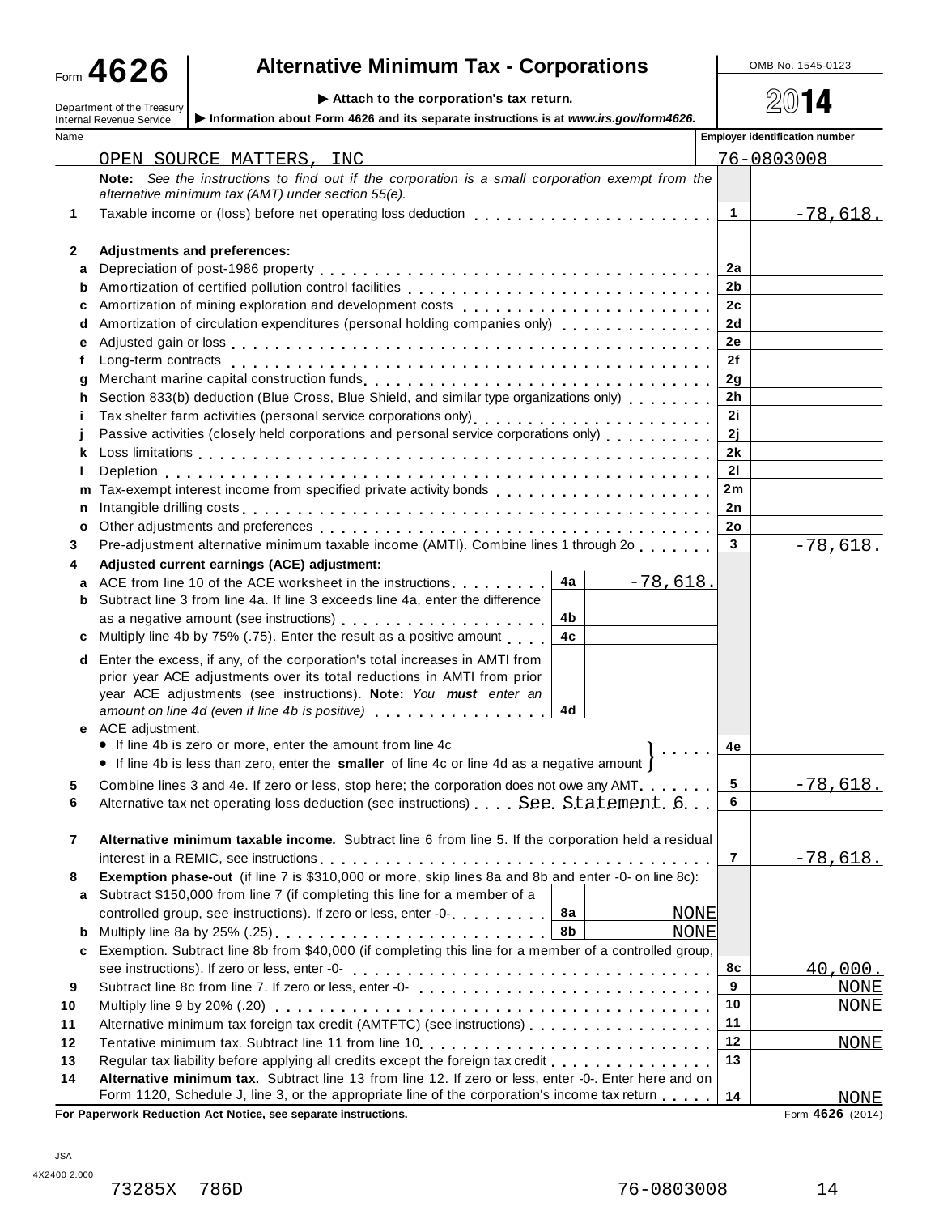Form **4626**

Department of the Treasury
Internal Revenue Service

# Alternative Minimum Tax - Corporations

▶ Attach to the corporation's tax return.

▶ Information about Form 4626 and its separate instructions is at *www.irs.gov/form4626*.

OMB No. 1545-0123

**2014**

| Name | Employer identification number |
|---|---|
| OPEN SOURCE MATTERS, INC | 76-0803008 |

**Note:** *See the instructions to find out if the corporation is a small corporation exempt from the alternative minimum tax (AMT) under section 55(e).*

| Line | Description | | | Line | Amount |
|---|---|---|---|---|---|
| 1 | Taxable income or (loss) before net operating loss deduction | | | 1 | -78,618. |
| 2 | **Adjustments and preferences:** | | | | |
| a | Depreciation of post-1986 property | | | 2a | |
| b | Amortization of certified pollution control facilities | | | 2b | |
| c | Amortization of mining exploration and development costs | | | 2c | |
| d | Amortization of circulation expenditures (personal holding companies only) | | | 2d | |
| e | Adjusted gain or loss | | | 2e | |
| f | Long-term contracts | | | 2f | |
| g | Merchant marine capital construction funds | | | 2g | |
| h | Section 833(b) deduction (Blue Cross, Blue Shield, and similar type organizations only) | | | 2h | |
| i | Tax shelter farm activities (personal service corporations only) | | | 2i | |
| j | Passive activities (closely held corporations and personal service corporations only) | | | 2j | |
| k | Loss limitations | | | 2k | |
| l | Depletion | | | 2l | |
| m | Tax-exempt interest income from specified private activity bonds | | | 2m | |
| n | Intangible drilling costs | | | 2n | |
| o | Other adjustments and preferences | | | 2o | |
| 3 | Pre-adjustment alternative minimum taxable income (AMTI). Combine lines 1 through 2o | | | 3 | -78,618. |
| 4 | **Adjusted current earnings (ACE) adjustment:** | | | | |
| a | ACE from line 10 of the ACE worksheet in the instructions | 4a | -78,618. | | |
| b | Subtract line 3 from line 4a. If line 3 exceeds line 4a, enter the difference as a negative amount (see instructions) | 4b | | | |
| c | Multiply line 4b by 75% (.75). Enter the result as a positive amount | 4c | | | |
| d | Enter the excess, if any, of the corporation's total increases in AMTI from prior year ACE adjustments over its total reductions in AMTI from prior year ACE adjustments (see instructions). **Note:** *You **must** enter an amount on line 4d (even if line 4b is positive)* | 4d | | | |
| e | ACE adjustment. • If line 4b is zero or more, enter the amount from line 4c • If line 4b is less than zero, enter the **smaller** of line 4c or line 4d as a negative amount | | | 4e | |
| 5 | Combine lines 3 and 4e. If zero or less, stop here; the corporation does not owe any AMT | | | 5 | -78,618. |
| 6 | Alternative tax net operating loss deduction (see instructions) See Statement 6 | | | 6 | |
| 7 | **Alternative minimum taxable income.** Subtract line 6 from line 5. If the corporation held a residual interest in a REMIC, see instructions | | | 7 | -78,618. |
| 8 | **Exemption phase-out** (if line 7 is $310,000 or more, skip lines 8a and 8b and enter -0- on line 8c): | | | | |
| a | Subtract $150,000 from line 7 (if completing this line for a member of a controlled group, see instructions). If zero or less, enter -0- | 8a | NONE | | |
| b | Multiply line 8a by 25% (.25) | 8b | NONE | | |
| c | Exemption. Subtract line 8b from $40,000 (if completing this line for a member of a controlled group, see instructions). If zero or less, enter -0- | | | 8c | 40,000. |
| 9 | Subtract line 8c from line 7. If zero or less, enter -0- | | | 9 | NONE |
| 10 | Multiply line 9 by 20% (.20) | | | 10 | NONE |
| 11 | Alternative minimum tax foreign tax credit (AMTFTC) (see instructions) | | | 11 | |
| 12 | Tentative minimum tax. Subtract line 11 from line 10 | | | 12 | NONE |
| 13 | Regular tax liability before applying all credits except the foreign tax credit | | | 13 | |
| 14 | **Alternative minimum tax.** Subtract line 13 from line 12. If zero or less, enter -0-. Enter here and on Form 1120, Schedule J, line 3, or the appropriate line of the corporation's income tax return | | | 14 | NONE |

**For Paperwork Reduction Act Notice, see separate instructions.** Form **4626** (2014)

JSA
4X2400 2.000

73285X 786D 76-0803008 14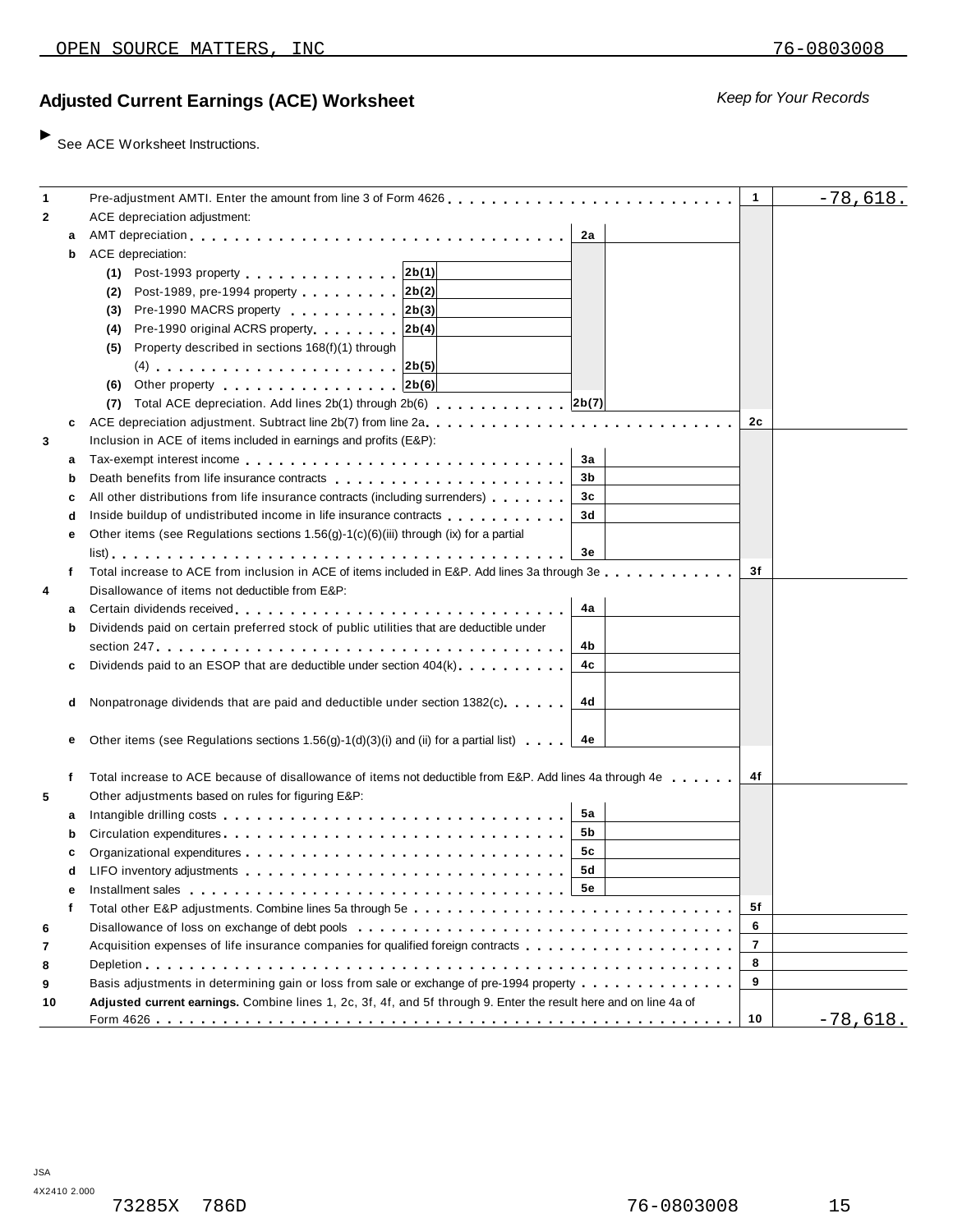OPEN SOURCE MATTERS, INC 76-0803008

## Adjusted Current Earnings (ACE) Worksheet

*Keep for Your Records*

► See ACE Worksheet Instructions.

| | | | | | |
|---|---|---|---|---|---|
| 1 | | Pre-adjustment AMTI. Enter the amount from line 3 of Form 4626 | | 1 | -78,618. |
| 2 | | ACE depreciation adjustment: | | | |
| | a | AMT depreciation | 2a | | |
| | b | ACE depreciation: | | | |
| | | (1) Post-1993 property — 2b(1) | | | |
| | | (2) Post-1989, pre-1994 property — 2b(2) | | | |
| | | (3) Pre-1990 MACRS property — 2b(3) | | | |
| | | (4) Pre-1990 original ACRS property — 2b(4) | | | |
| | | (5) Property described in sections 168(f)(1) through (4) — 2b(5) | | | |
| | | (6) Other property — 2b(6) | | | |
| | | (7) Total ACE depreciation. Add lines 2b(1) through 2b(6) | 2b(7) | | |
| | c | ACE depreciation adjustment. Subtract line 2b(7) from line 2a | | 2c | |
| 3 | | Inclusion in ACE of items included in earnings and profits (E&P): | | | |
| | a | Tax-exempt interest income | 3a | | |
| | b | Death benefits from life insurance contracts | 3b | | |
| | c | All other distributions from life insurance contracts (including surrenders) | 3c | | |
| | d | Inside buildup of undistributed income in life insurance contracts | 3d | | |
| | e | Other items (see Regulations sections 1.56(g)-1(c)(6)(iii) through (ix) for a partial list) | 3e | | |
| | f | Total increase to ACE from inclusion in ACE of items included in E&P. Add lines 3a through 3e | | 3f | |
| 4 | | Disallowance of items not deductible from E&P: | | | |
| | a | Certain dividends received | 4a | | |
| | b | Dividends paid on certain preferred stock of public utilities that are deductible under section 247 | 4b | | |
| | c | Dividends paid to an ESOP that are deductible under section 404(k) | 4c | | |
| | d | Nonpatronage dividends that are paid and deductible under section 1382(c) | 4d | | |
| | e | Other items (see Regulations sections 1.56(g)-1(d)(3)(i) and (ii) for a partial list) | 4e | | |
| | f | Total increase to ACE because of disallowance of items not deductible from E&P. Add lines 4a through 4e | | 4f | |
| 5 | | Other adjustments based on rules for figuring E&P: | | | |
| | a | Intangible drilling costs | 5a | | |
| | b | Circulation expenditures | 5b | | |
| | c | Organizational expenditures | 5c | | |
| | d | LIFO inventory adjustments | 5d | | |
| | e | Installment sales | 5e | | |
| | f | Total other E&P adjustments. Combine lines 5a through 5e | | 5f | |
| 6 | | Disallowance of loss on exchange of debt pools | | 6 | |
| 7 | | Acquisition expenses of life insurance companies for qualified foreign contracts | | 7 | |
| 8 | | Depletion | | 8 | |
| 9 | | Basis adjustments in determining gain or loss from sale or exchange of pre-1994 property | | 9 | |
| 10 | | **Adjusted current earnings.** Combine lines 1, 2c, 3f, 4f, and 5f through 9. Enter the result here and on line 4a of Form 4626 | | 10 | -78,618. |

JSA
4X2410 2.000

73285X 786D 76-0803008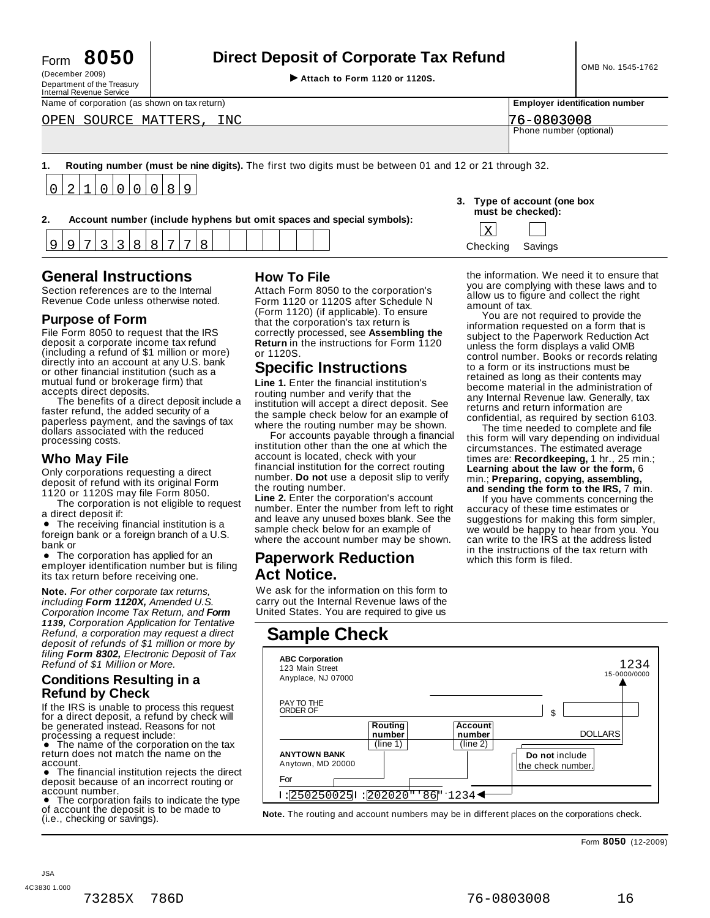Form **8050** (December 2009) Department of the Treasury Internal Revenue Service

# Direct Deposit of Corporate Tax Refund

▶ **Attach to Form 1120 or 1120S.**

OMB No. 1545-1762

| Name of corporation (as shown on tax return) | Employer identification number |
|---|---|
| OPEN SOURCE MATTERS, INC | 76-0803008 |
| | Phone number (optional) |

**1. Routing number (must be nine digits).** The first two digits must be between 01 and 12 or 21 through 32.

0 2 1 0 0 0 0 8 9

**2. Account number (include hyphens but omit spaces and special symbols):**

9 9 7 3 3 8 8 7 7 8

**3. Type of account (one box must be checked):**

[X] Checking [ ] Savings

## General Instructions

Section references are to the Internal Revenue Code unless otherwise noted.

### Purpose of Form

File Form 8050 to request that the IRS deposit a corporate income tax refund (including a refund of $1 million or more) directly into an account at any U.S. bank or other financial institution (such as a mutual fund or brokerage firm) that accepts direct deposits.

The benefits of a direct deposit include a faster refund, the added security of a paperless payment, and the savings of tax dollars associated with the reduced processing costs.

### Who May File

Only corporations requesting a direct deposit of refund with its original Form 1120 or 1120S may file Form 8050.

The corporation is not eligible to request a direct deposit if:

- The receiving financial institution is a foreign bank or a foreign branch of a U.S. bank or
- The corporation has applied for an employer identification number but is filing its tax return before receiving one.

**Note.** *For other corporate tax returns, including **Form 1120X,** Amended U.S. Corporation Income Tax Return, and **Form 1139,** Corporation Application for Tentative Refund, a corporation may request a direct deposit of refunds of $1 million or more by filing **Form 8302,** Electronic Deposit of Tax Refund of $1 Million or More.*

### Conditions Resulting in a Refund by Check

If the IRS is unable to process this request for a direct deposit, a refund by check will be generated instead. Reasons for not processing a request include:

- The name of the corporation on the tax return does not match the name on the account.
- The financial institution rejects the direct deposit because of an incorrect routing or account number.
- The corporation fails to indicate the type of account the deposit is to be made to (i.e., checking or savings).

### How To File

Attach Form 8050 to the corporation's Form 1120 or 1120S after Schedule N (Form 1120) (if applicable). To ensure that the corporation's tax return is correctly processed, see **Assembling the Return** in the instructions for Form 1120 or 1120S.

## Specific Instructions

**Line 1.** Enter the financial institution's routing number and verify that the institution will accept a direct deposit. See the sample check below for an example of where the routing number may be shown.

For accounts payable through a financial institution other than the one at which the account is located, check with your financial institution for the correct routing number. **Do not** use a deposit slip to verify the routing number.

**Line 2.** Enter the corporation's account number. Enter the number from left to right and leave any unused boxes blank. See the sample check below for an example of where the account number may be shown.

## Paperwork Reduction Act Notice.

We ask for the information on this form to carry out the Internal Revenue laws of the United States. You are required to give us the information. We need it to ensure that you are complying with these laws and to allow us to figure and collect the right amount of tax.

You are not required to provide the information requested on a form that is subject to the Paperwork Reduction Act unless the form displays a valid OMB control number. Books or records relating to a form or its instructions must be retained as long as their contents may become material in the administration of any Internal Revenue law. Generally, tax returns and return information are confidential, as required by section 6103.

The time needed to complete and file this form will vary depending on individual circumstances. The estimated average times are: **Recordkeeping,** 1 hr., 25 min.; **Learning about the law or the form,** 6 min.; **Preparing, copying, assembling, and sending the form to the IRS,** 7 min.

If you have comments concerning the accuracy of these time estimates or suggestions for making this form simpler, we would be happy to hear from you. You can write to the IRS at the address listed in the instructions of the tax return with which this form is filed.

## Sample Check

**ABC Corporation**
123 Main Street
Anyplace, NJ 07000

1234
15-0000/0000

PAY TO THE ORDER OF $ DOLLARS

**ANYTOWN BANK**
Anytown, MD 20000

For

**Routing number** (line 1) — **Account number** (line 2) — **Do not** include the check number.

I:250250025I:202020"'86"·1234

**Note.** The routing and account numbers may be in different places on the corporations check.

Form **8050** (12-2009)

JSA 4C3830 1.000

73285X 786D 76-0803008 16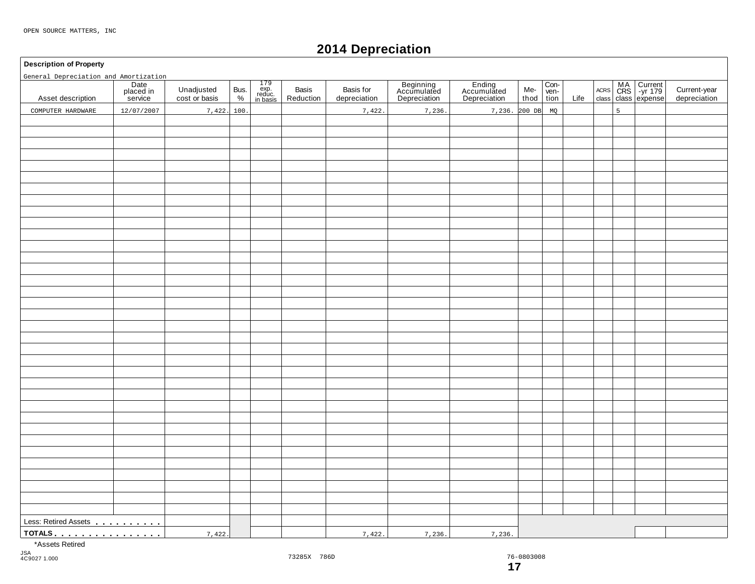OPEN SOURCE MATTERS, INC

# 2014 Depreciation

**Description of Property**

General Depreciation and Amortization

| Asset description | Date placed in service | Unadjusted cost or basis | Bus. % | 179 exp. reduc. in basis | Basis Reduction | Basis for depreciation | Beginning Accumulated Depreciation | Ending Accumulated Depreciation | Me-thod | Con-ven-tion | Life | ACRS class | MACRS class | Current -yr 179 expense | Current-year depreciation |
|---|---|---|---|---|---|---|---|---|---|---|---|---|---|---|---|
| COMPUTER HARDWARE | 12/07/2007 | 7,422. | 100. | | | 7,422. | 7,236. | 7,236. | 200 DB | MQ | | | 5 | | |
| Less: Retired Assets | | | | | | | | | | | | | | | |
| **TOTALS** | | 7,422. | | | | 7,422. | 7,236. | 7,236. | | | | | | | |

*Assets Retired

JSA
4C9027 1.000

73285X 786D

76-0803008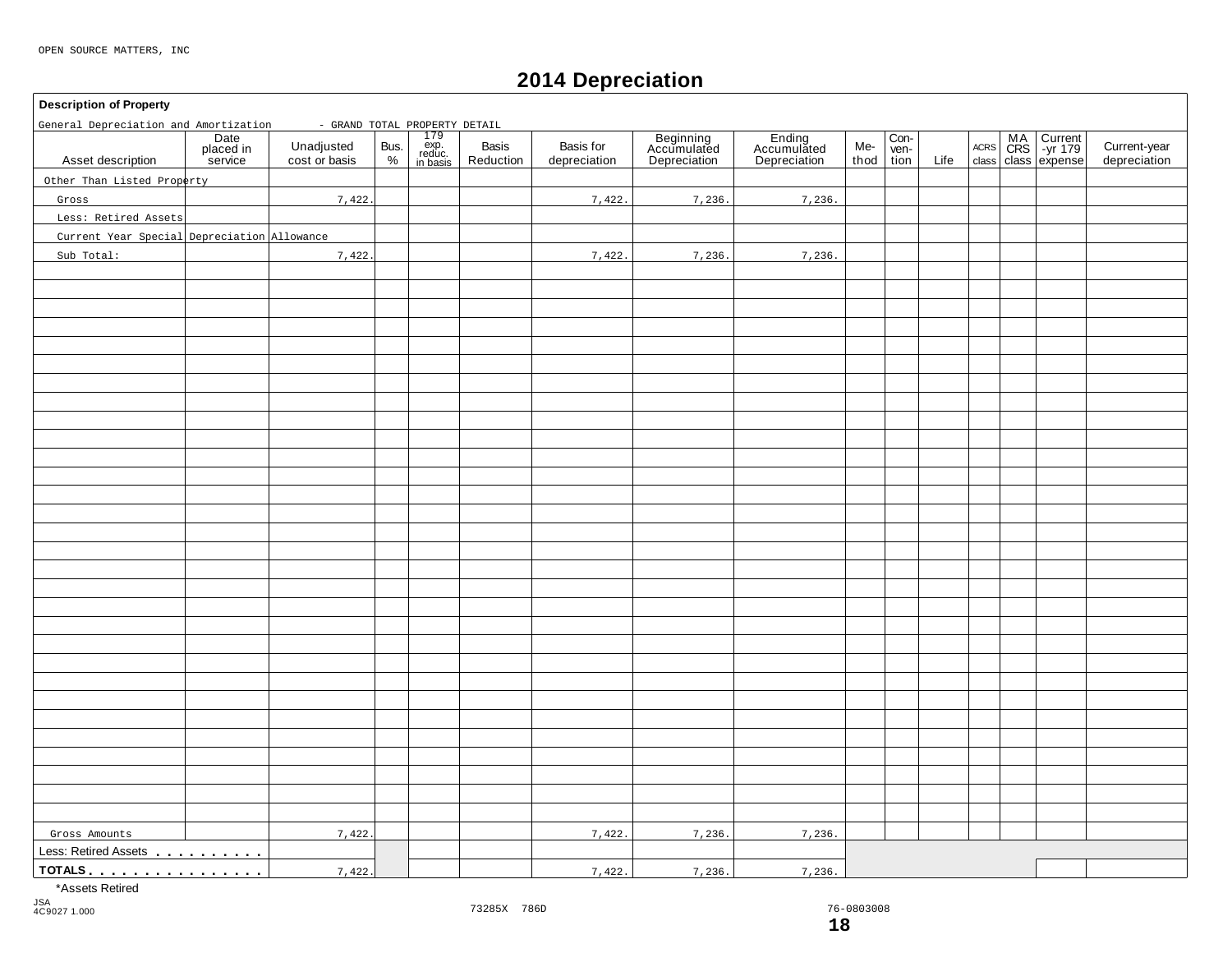OPEN SOURCE MATTERS, INC

# 2014 Depreciation

**Description of Property**

General Depreciation and Amortization - GRAND TOTAL PROPERTY DETAIL

| Asset description | Date placed in service | Unadjusted cost or basis | Bus. % | 179 exp. reduc. in basis | Basis Reduction | Basis for depreciation | Beginning Accumulated Depreciation | Ending Accumulated Depreciation | Me-thod | Con-ven-tion | Life | ACRS class | MA CRS class | Current -yr 179 expense | Current-year depreciation |
|---|---|---|---|---|---|---|---|---|---|---|---|---|---|---|---|
| Other Than Listed Property | | | | | | | | | | | | | | | |
| Gross | | 7,422. | | | | 7,422. | 7,236. | 7,236. | | | | | | | |
| Less: Retired Assets | | | | | | | | | | | | | | | |
| Current Year Special Depreciation Allowance | | | | | | | | | | | | | | | |
| Sub Total: | | 7,422. | | | | 7,422. | 7,236. | 7,236. | | | | | | | |
| Gross Amounts | | 7,422. | | | | 7,422. | 7,236. | 7,236. | | | | | | | |
| Less: Retired Assets | | | | | | | | | | | | | | | |
| **TOTALS** | | 7,422. | | | | 7,422. | 7,236. | 7,236. | | | | | | | |

*Assets Retired

JSA
4C9027 1.000

73285X 786D 76-0803008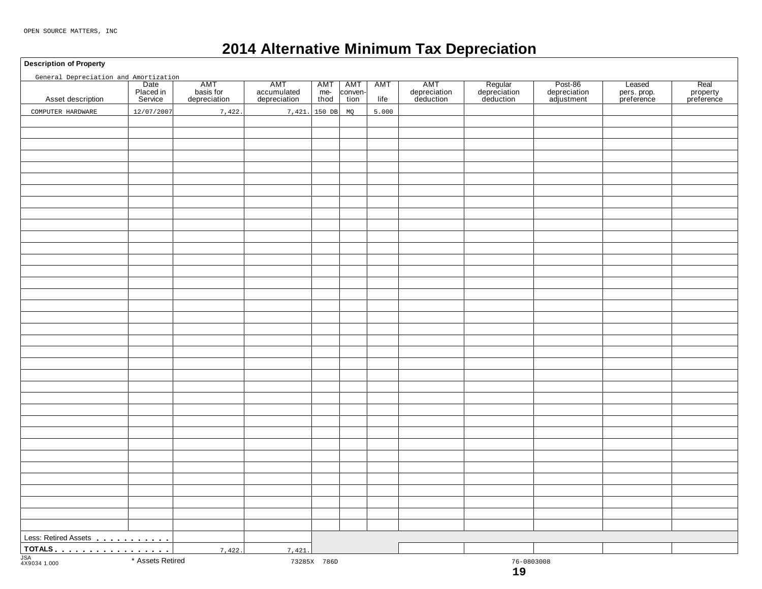OPEN SOURCE MATTERS, INC

# 2014 Alternative Minimum Tax Depreciation

**Description of Property**

General Depreciation and Amortization

| Asset description | Date Placed in Service | AMT basis for depreciation | AMT accumulated depreciation | AMT me-thod | AMT conven-tion | AMT life | AMT depreciation deduction | Regular depreciation deduction | Post-86 depreciation adjustment | Leased pers. prop. preference | Real property preference |
|---|---|---|---|---|---|---|---|---|---|---|---|
| COMPUTER HARDWARE | 12/07/2007 | 7,422. | 7,421. | 150 DB | MQ | 5.000 | | | | | |
| Less: Retired Assets | | | | | | | | | | | |
| **TOTALS** | | 7,422. | 7,421. | | | | | | | | |

* Assets Retired

JSA 4X9034 1.000

73285X 786D

76-0803008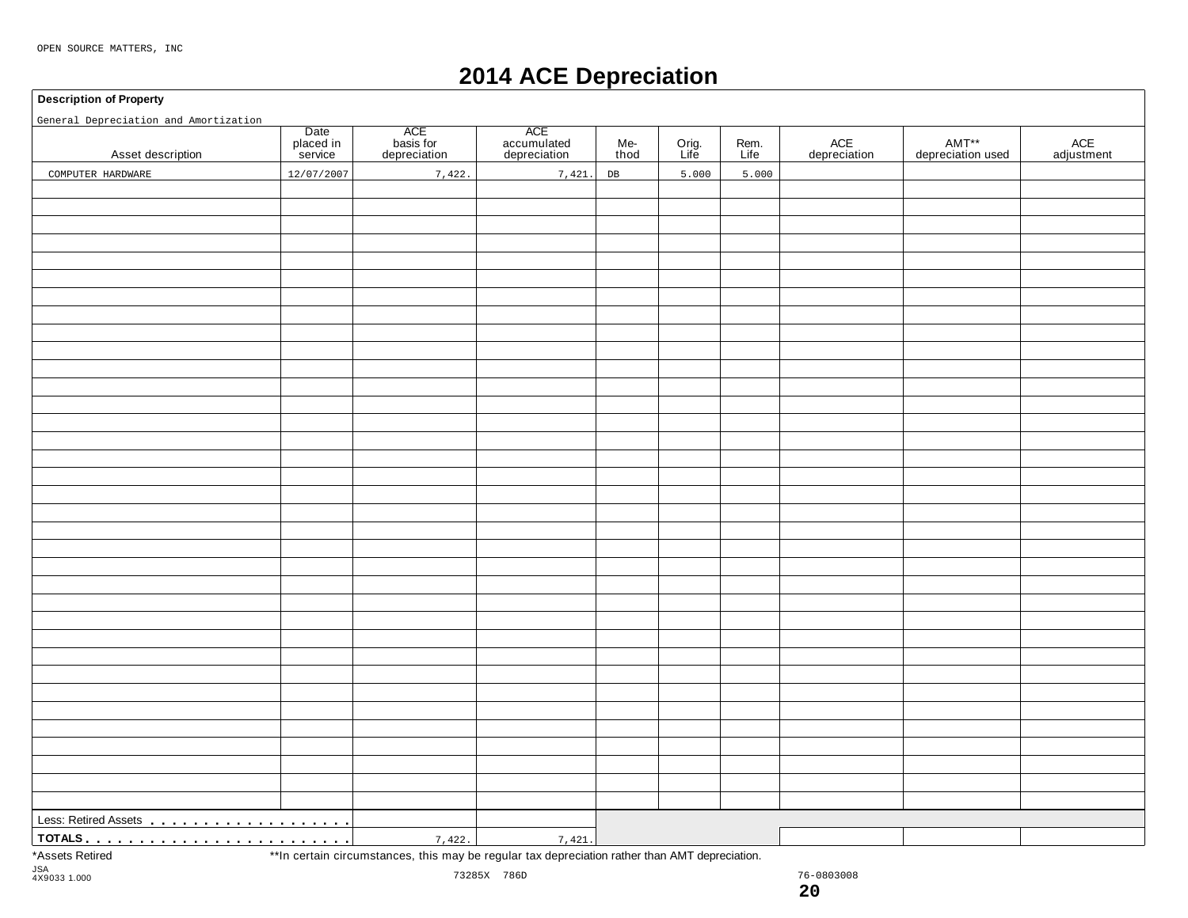OPEN SOURCE MATTERS, INC

# 2014 ACE Depreciation

**Description of Property**

General Depreciation and Amortization

| Asset description | Date placed in service | ACE basis for depreciation | ACE accumulated depreciation | Me-thod | Orig. Life | Rem. Life | ACE depreciation | AMT** depreciation used | ACE adjustment |
|---|---|---|---|---|---|---|---|---|---|
| COMPUTER HARDWARE | 12/07/2007 | 7,422. | 7,421. | DB | 5.000 | 5.000 | | | |
| Less: Retired Assets | | | | | | | | | |
| **TOTALS** | | 7,422. | 7,421. | | | | | | |

*Assets Retired **In certain circumstances, this may be regular tax depreciation rather than AMT depreciation.

JSA
4X9033 1.000

73285X 786D 76-0803008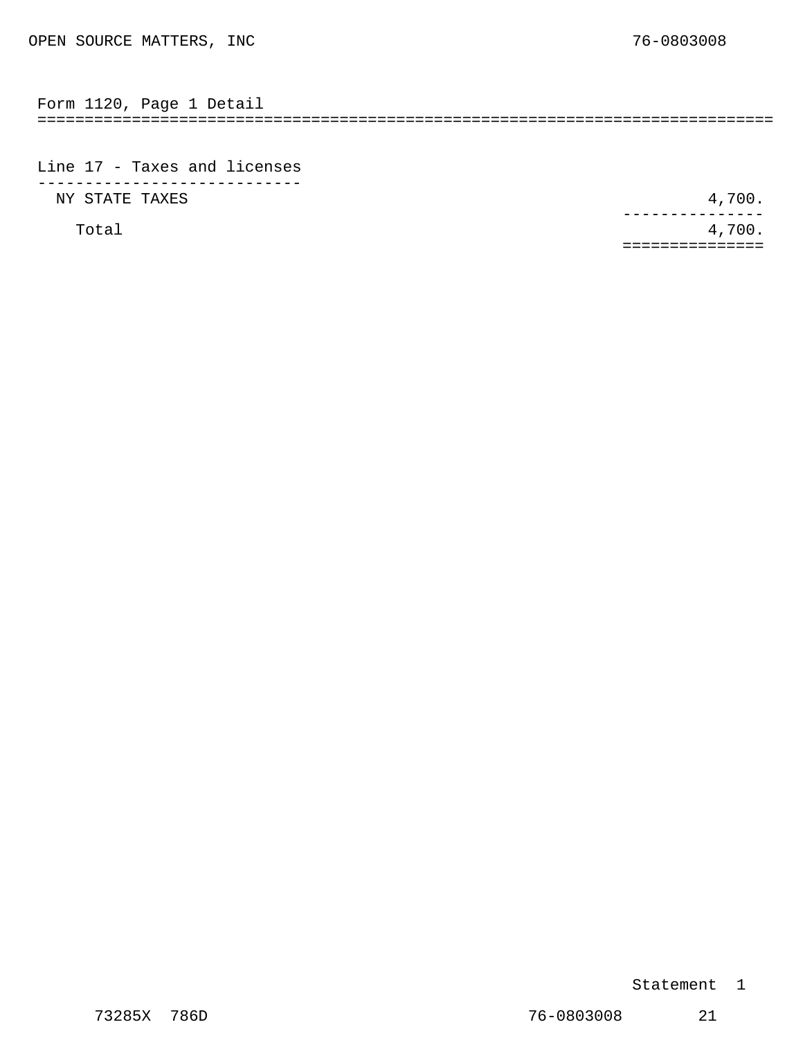OPEN SOURCE MATTERS, INC 76-0803008

## Form 1120, Page 1 Detail

### Line 17 - Taxes and licenses

| Description | Amount |
|---|---|
| NY STATE TAXES | 4,700. |
| Total | 4,700. |

Statement 1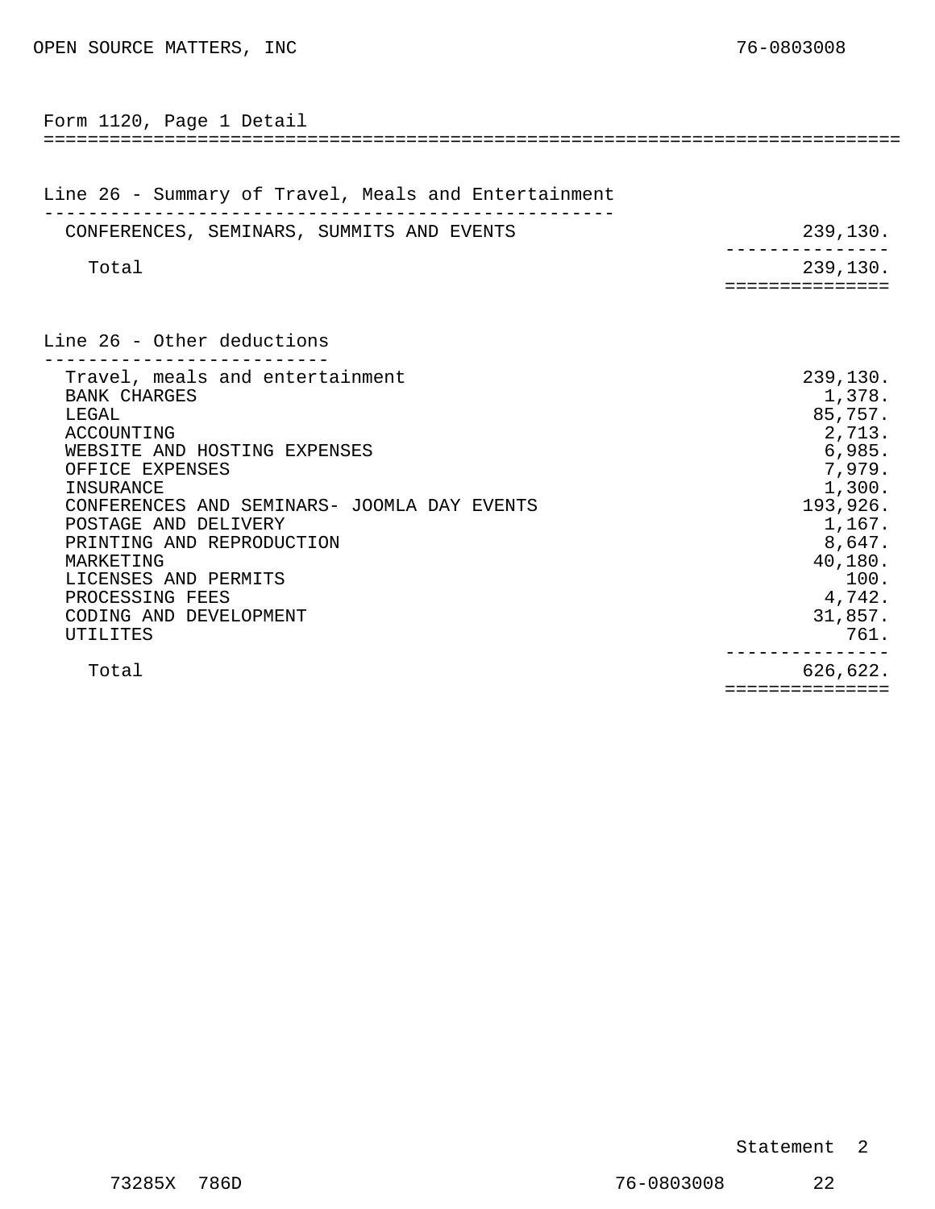OPEN SOURCE MATTERS, INC 76-0803008

## Form 1120, Page 1 Detail

### Line 26 - Summary of Travel, Meals and Entertainment

| Description | Amount |
|---|---|
| CONFERENCES, SEMINARS, SUMMITS AND EVENTS | 239,130. |
| Total | 239,130. |

### Line 26 - Other deductions

| Description | Amount |
|---|---|
| Travel, meals and entertainment | 239,130. |
| BANK CHARGES | 1,378. |
| LEGAL | 85,757. |
| ACCOUNTING | 2,713. |
| WEBSITE AND HOSTING EXPENSES | 6,985. |
| OFFICE EXPENSES | 7,979. |
| INSURANCE | 1,300. |
| CONFERENCES AND SEMINARS- JOOMLA DAY EVENTS | 193,926. |
| POSTAGE AND DELIVERY | 1,167. |
| PRINTING AND REPRODUCTION | 8,647. |
| MARKETING | 40,180. |
| LICENSES AND PERMITS | 100. |
| PROCESSING FEES | 4,742. |
| CODING AND DEVELOPMENT | 31,857. |
| UTILITES | 761. |
| Total | 626,622. |

Statement 2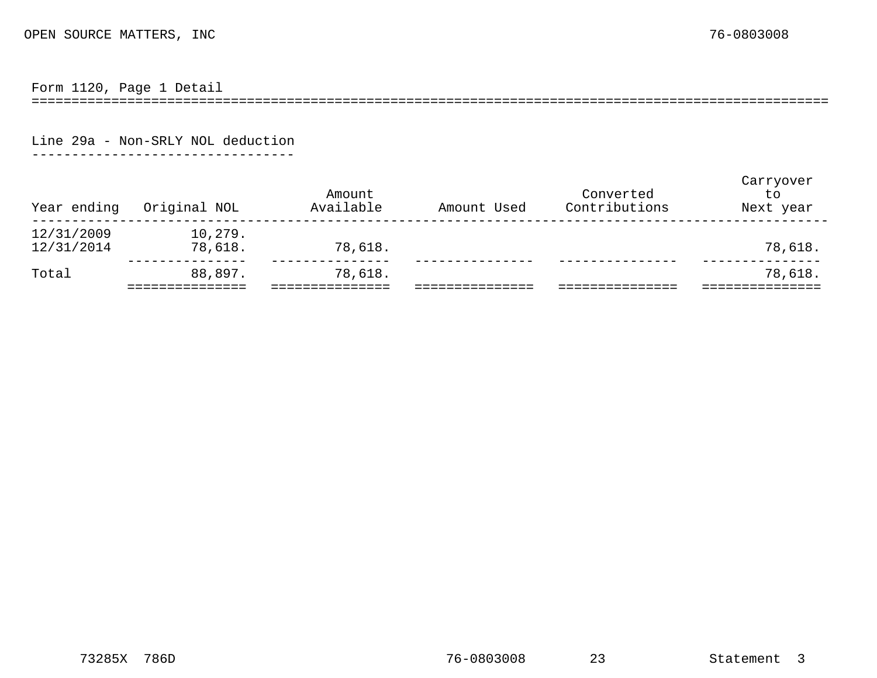OPEN SOURCE MATTERS, INC 76-0803008

## Form 1120, Page 1 Detail

### Line 29a - Non-SRLY NOL deduction

| Year ending | Original NOL | Amount Available | Amount Used | Converted Contributions | Carryover to Next year |
|---|---|---|---|---|---|
| 12/31/2009 | 10,279. | | | | |
| 12/31/2014 | 78,618. | 78,618. | | | 78,618. |
| Total | 88,897. | 78,618. | | | 78,618. |

73285X 786D 76-0803008 23 Statement 3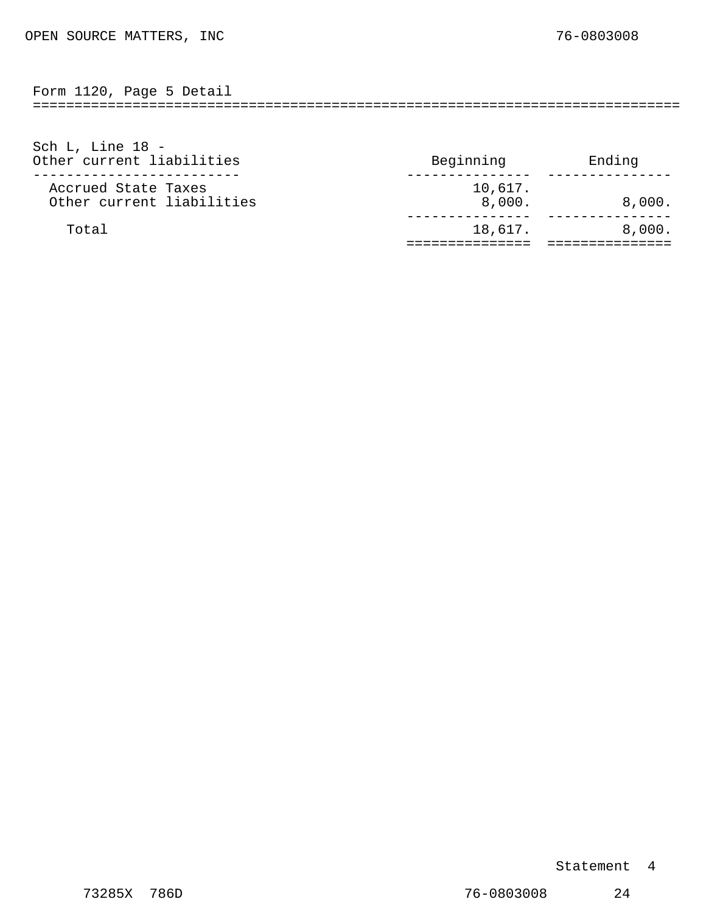OPEN SOURCE MATTERS, INC 76-0803008

## Form 1120, Page 5 Detail

### Sch L, Line 18 - Other current liabilities

| Other current liabilities | Beginning | Ending |
|---|---|---|
| Accrued State Taxes | 10,617. | |
| Other current liabilities | 8,000. | 8,000. |
| Total | 18,617. | 8,000. |

Statement 4

73285X 786D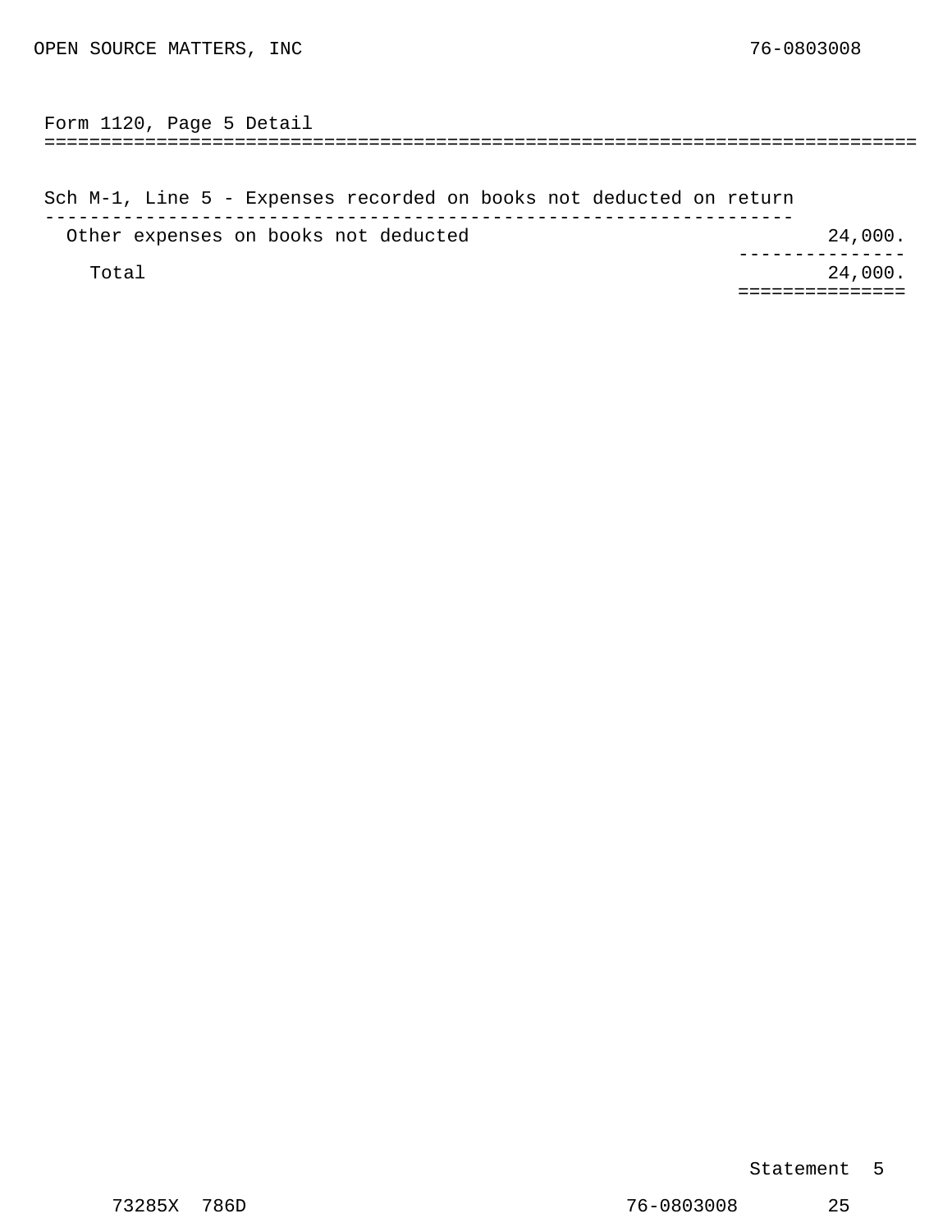OPEN SOURCE MATTERS, INC 76-0803008

## Form 1120, Page 5 Detail

### Sch M-1, Line 5 - Expenses recorded on books not deducted on return

| Description | Amount |
|---|---|
| Other expenses on books not deducted | 24,000. |
| Total | 24,000. |

Statement 5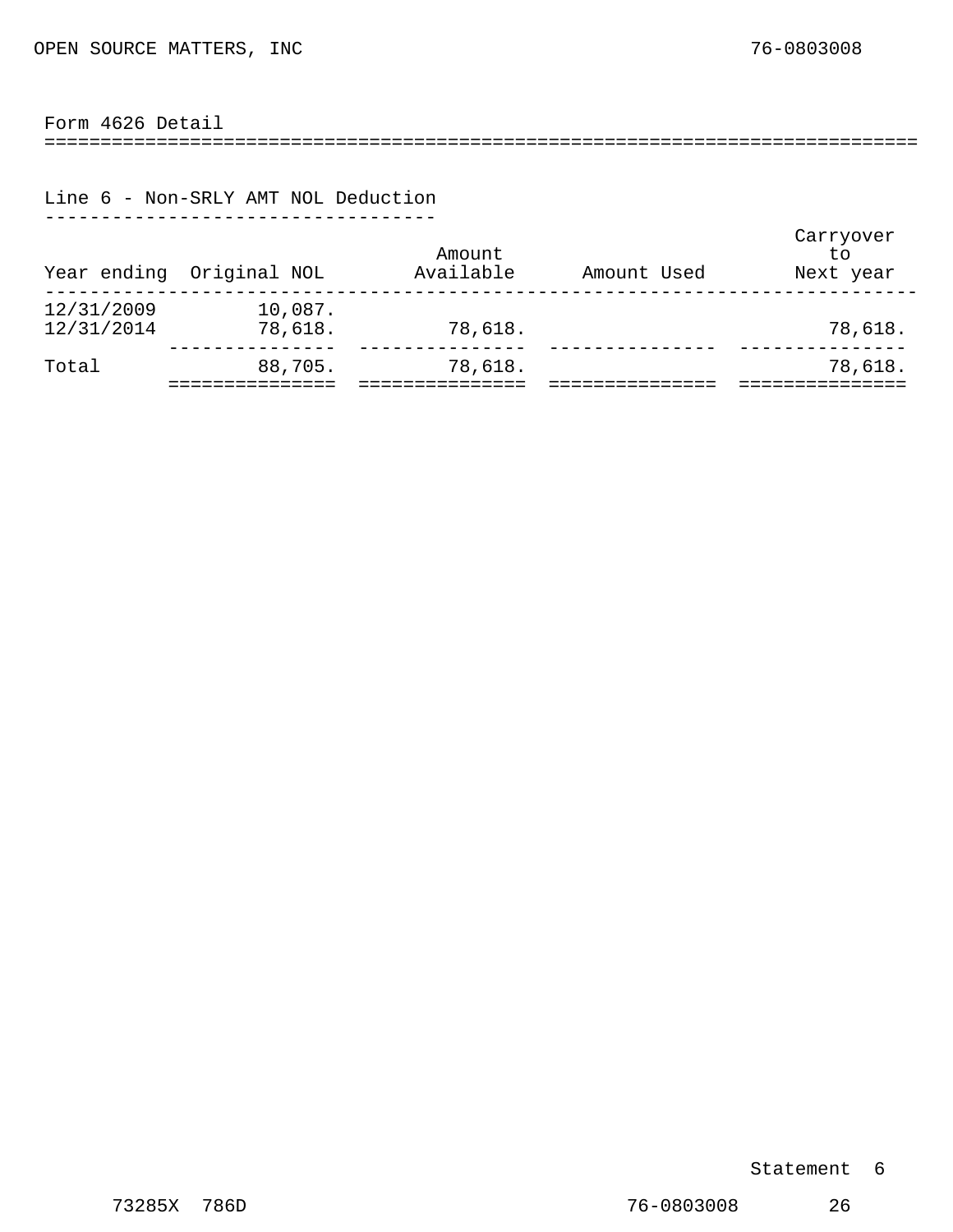OPEN SOURCE MATTERS, INC 76-0803008

## Form 4626 Detail

### Line 6 - Non-SRLY AMT NOL Deduction

| Year ending | Original NOL | Amount Available | Amount Used | Carryover to Next year |
|---|---|---|---|---|
| 12/31/2009 | 10,087. | | | |
| 12/31/2014 | 78,618. | 78,618. | | 78,618. |
| Total | 88,705. | 78,618. | | 78,618. |

Statement 6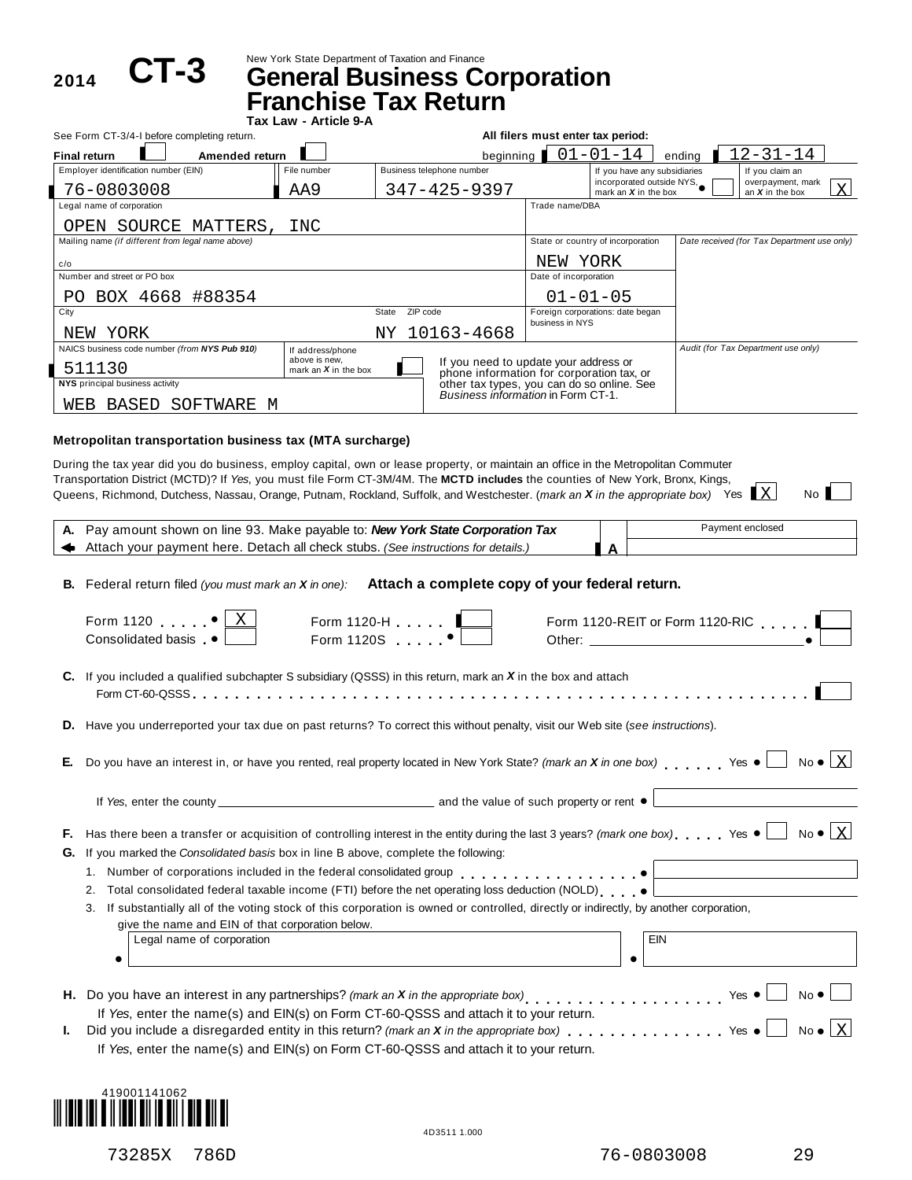2014 **CT-3**

New York State Department of Taxation and Finance

# General Business Corporation Franchise Tax Return

**Tax Law - Article 9-A**

See Form CT-3/4-I before completing return.

**All filers must enter tax period:** beginning 01-01-14 ending 12-31-14

**Final return** ☐ **Amended return** ☐

| Employer identification number (EIN) | File number | Business telephone number | If you have any subsidiaries incorporated outside NYS, mark an X in the box | If you claim an overpayment, mark an X in the box |
|---|---|---|---|---|
| 76-0803008 | AA9 | 347-425-9397 | ☐ | X |

| Field | Value |
|---|---|
| Legal name of corporation | OPEN SOURCE MATTERS, INC |
| Trade name/DBA | |
| Mailing name (if different from legal name above) | c/o |
| State or country of incorporation | NEW YORK |
| Date received (for Tax Department use only) | |
| Number and street or PO box | PO BOX 4668 #88354 |
| Date of incorporation | 01-01-05 |
| City | NEW YORK |
| State | NY |
| ZIP code | 10163-4668 |
| Foreign corporations: date began business in NYS | |
| NAICS business code number (from NYS Pub 910) | 511130 |
| If address/phone above is new, mark an X in the box | ☐ |
| NYS principal business activity | WEB BASED SOFTWARE M |
| Audit (for Tax Department use only) | |

If you need to update your address or phone information for corporation tax, or other tax types, you can do so online. See *Business information* in Form CT-1.

### Metropolitan transportation business tax (MTA surcharge)

During the tax year did you do business, employ capital, own or lease property, or maintain an office in the Metropolitan Commuter Transportation District (MCTD)? If *Yes*, you must file Form CT-3M/4M. The **MCTD includes** the counties of New York, Bronx, Kings, Queens, Richmond, Dutchess, Nassau, Orange, Putnam, Rockland, Suffolk, and Westchester. *(mark an X in the appropriate box)* Yes [X] No ☐

**A.** Pay amount shown on line 93. Make payable to: ***New York State Corporation Tax***
Attach your payment here. Detach all check stubs. *(See instructions for details.)* **A** Payment enclosed: ______

**B.** Federal return filed *(you must mark an X in one):* **Attach a complete copy of your federal return.**

Form 1120 [X] Form 1120-H ☐ Form 1120-REIT or Form 1120-RIC ☐
Consolidated basis ☐ Form 1120S ☐ Other: ______ ☐

**C.** If you included a qualified subchapter S subsidiary (QSSS) in this return, mark an *X* in the box and attach Form CT-60-QSSS ☐

**D.** Have you underreported your tax due on past returns? To correct this without penalty, visit our Web site (*see instructions*).

**E.** Do you have an interest in, or have you rented, real property located in New York State? *(mark an X in one box)* Yes ☐ No [X]

If *Yes*, enter the county ______ and the value of such property or rent ______

**F.** Has there been a transfer or acquisition of controlling interest in the entity during the last 3 years? *(mark one box)* Yes ☐ No [X]

**G.** If you marked the *Consolidated basis* box in line B above, complete the following:

1. Number of corporations included in the federal consolidated group ______
2. Total consolidated federal taxable income (FTI) before the net operating loss deduction (NOLD) ______
3. If substantially all of the voting stock of this corporation is owned or controlled, directly or indirectly, by another corporation, give the name and EIN of that corporation below.

| Legal name of corporation | EIN |
|---|---|
| | |

**H.** Do you have an interest in any partnerships? *(mark an X in the appropriate box)* Yes ☐ No ☐
If *Yes*, enter the name(s) and EIN(s) on Form CT-60-QSSS and attach it to your return.

**I.** Did you include a disregarded entity in this return? *(mark an X in the appropriate box)* Yes ☐ No [X]
If *Yes*, enter the name(s) and EIN(s) on Form CT-60-QSSS and attach it to your return.

419001141062

4D3511 1.000

73285X 786D 76-0803008 29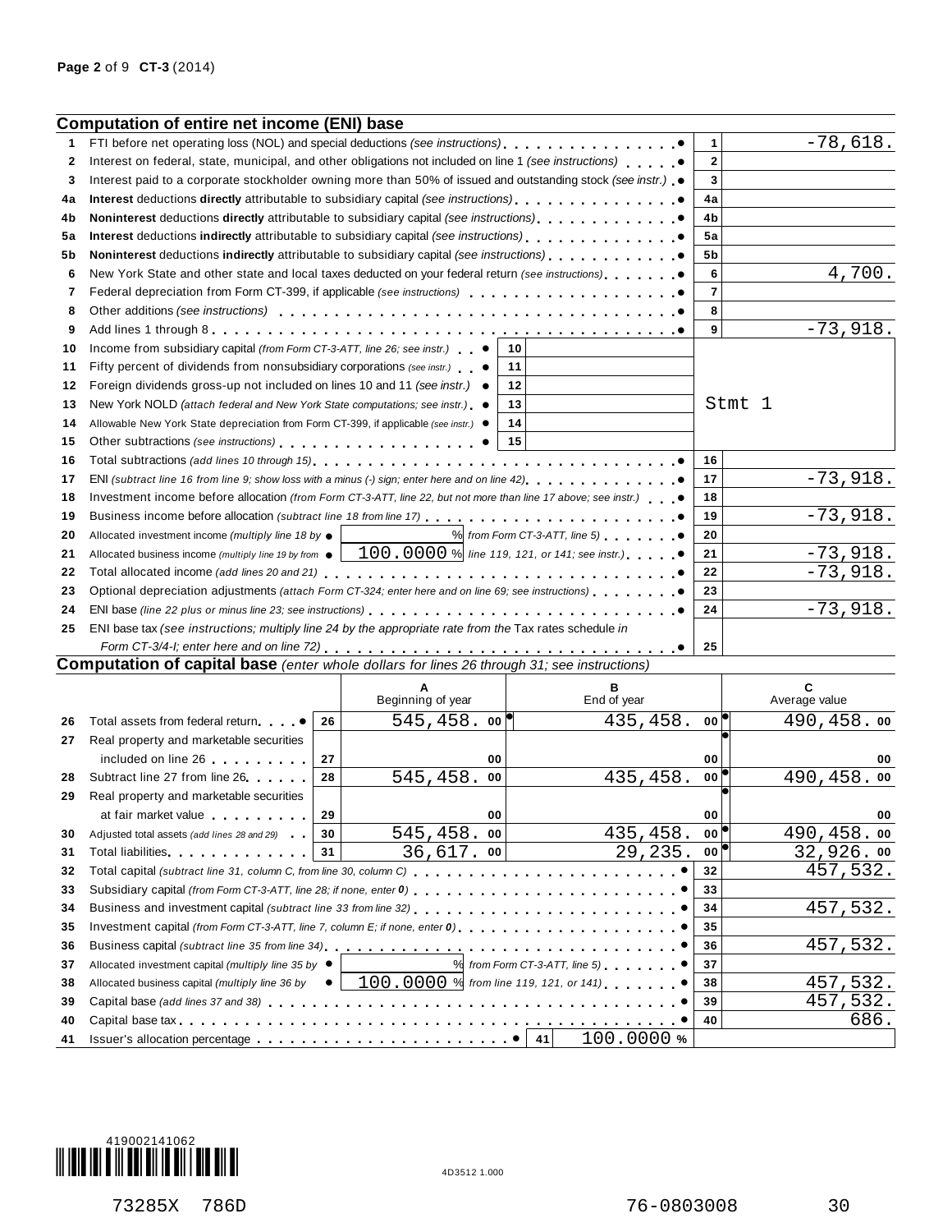## Computation of entire net income (ENI) base

| Line | Description | | | Line | Amount |
|---|---|---|---|---|---|
| 1 | FTI before net operating loss (NOL) and special deductions *(see instructions)* | | | 1 | -78,618. |
| 2 | Interest on federal, state, municipal, and other obligations not included on line 1 *(see instructions)* | | | 2 | |
| 3 | Interest paid to a corporate stockholder owning more than 50% of issued and outstanding stock *(see instr.)* | | | 3 | |
| 4a | **Interest** deductions **directly** attributable to subsidiary capital *(see instructions)* | | | 4a | |
| 4b | **Noninterest** deductions **directly** attributable to subsidiary capital *(see instructions)* | | | 4b | |
| 5a | **Interest** deductions **indirectly** attributable to subsidiary capital *(see instructions)* | | | 5a | |
| 5b | **Noninterest** deductions **indirectly** attributable to subsidiary capital *(see instructions)* | | | 5b | |
| 6 | New York State and other state and local taxes deducted on your federal return *(see instructions)* | | | 6 | 4,700. |
| 7 | Federal depreciation from Form CT-399, if applicable *(see instructions)* | | | 7 | |
| 8 | Other additions *(see instructions)* | | | 8 | |
| 9 | Add lines 1 through 8 | | | 9 | -73,918. |
| 10 | Income from subsidiary capital *(from Form CT-3-ATT, line 26; see instr.)* | 10 | | | Stmt 1 |
| 11 | Fifty percent of dividends from nonsubsidiary corporations *(see instr.)* | 11 | | | |
| 12 | Foreign dividends gross-up not included on lines 10 and 11 *(see instr.)* | 12 | | | |
| 13 | New York NOLD *(attach federal and New York State computations; see instr.)* | 13 | | | |
| 14 | Allowable New York State depreciation from Form CT-399, if applicable *(see instr.)* | 14 | | | |
| 15 | Other subtractions *(see instructions)* | 15 | | | |
| 16 | Total subtractions *(add lines 10 through 15)* | | | 16 | |
| 17 | ENI *(subtract line 16 from line 9; show loss with a minus (-) sign; enter here and on line 42)* | | | 17 | -73,918. |
| 18 | Investment income before allocation *(from Form CT-3-ATT, line 22, but not more than line 17 above; see instr.)* | | | 18 | |
| 19 | Business income before allocation *(subtract line 18 from line 17)* | | | 19 | -73,918. |
| 20 | Allocated investment income *(multiply line 18 by* | % *from Form CT-3-ATT, line 5)* | | 20 | |
| 21 | Allocated business income *(multiply line 19 by from* | 100.0000 % *line 119, 121, or 141; see instr.)* | | 21 | -73,918. |
| 22 | Total allocated income *(add lines 20 and 21)* | | | 22 | -73,918. |
| 23 | Optional depreciation adjustments *(attach Form CT-324; enter here and on line 69; see instructions)* | | | 23 | |
| 24 | ENI base *(line 22 plus or minus line 23; see instructions)* | | | 24 | -73,918. |
| 25 | ENI base tax *(see instructions; multiply line 24 by the appropriate rate from the* Tax rates schedule *in Form CT-3/4-I; enter here and on line 72)* | | | 25 | |

## Computation of capital base *(enter whole dollars for lines 26 through 31; see instructions)*

| Line | Description | | A Beginning of year | B End of year | C Average value |
|---|---|---|---|---|---|
| 26 | Total assets from federal return | 26 | 545,458. 00 | 435,458. 00 | 490,458. 00 |
| 27 | Real property and marketable securities included on line 26 | 27 | 00 | 00 | 00 |
| 28 | Subtract line 27 from line 26 | 28 | 545,458. 00 | 435,458. 00 | 490,458. 00 |
| 29 | Real property and marketable securities at fair market value | 29 | 00 | 00 | 00 |
| 30 | Adjusted total assets *(add lines 28 and 29)* | 30 | 545,458. 00 | 435,458. 00 | 490,458. 00 |
| 31 | Total liabilities | 31 | 36,617. 00 | 29,235. 00 | 32,926. 00 |

| Line | Description | | Line | Amount |
|---|---|---|---|---|
| 32 | Total capital *(subtract line 31, column C, from line 30, column C)* | | 32 | 457,532. |
| 33 | Subsidiary capital *(from Form CT-3-ATT, line 28; if none, enter 0)* | | 33 | |
| 34 | Business and investment capital *(subtract line 33 from line 32)* | | 34 | 457,532. |
| 35 | Investment capital *(from Form CT-3-ATT, line 7, column E; if none, enter 0)* | | 35 | |
| 36 | Business capital *(subtract line 35 from line 34)* | | 36 | 457,532. |
| 37 | Allocated investment capital *(multiply line 35 by* | % *from Form CT-3-ATT, line 5)* | 37 | |
| 38 | Allocated business capital *(multiply line 36 by* | 100.0000 % *from line 119, 121, or 141)* | 38 | 457,532. |
| 39 | Capital base *(add lines 37 and 38)* | | 39 | 457,532. |
| 40 | Capital base tax | | 40 | 686. |
| 41 | Issuer's allocation percentage | 41 100.0000 % | | |

419002141062

4D3512 1.000

73285X 786D 76-0803008 30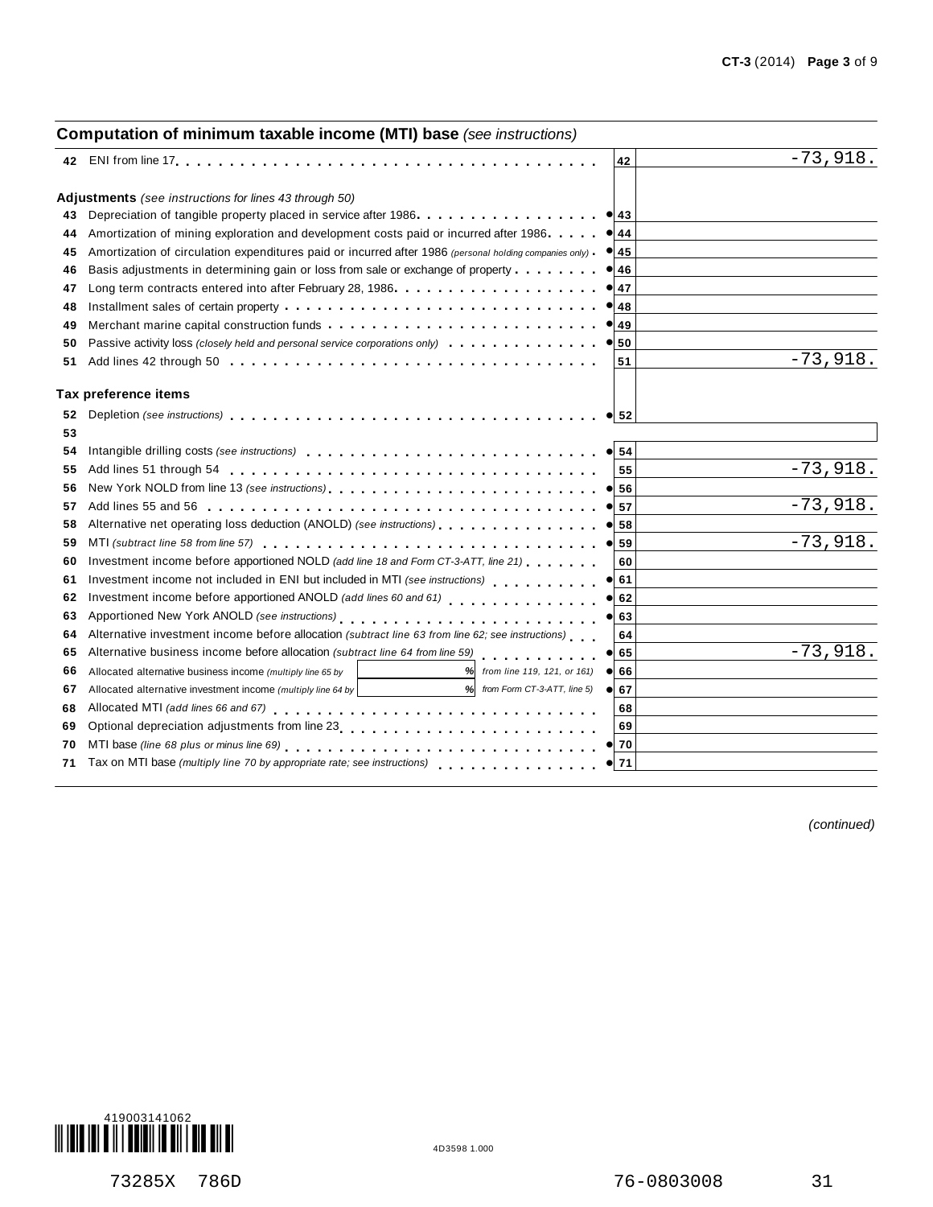## Computation of minimum taxable income (MTI) base *(see instructions)*

| Line | Description | | Line | Amount |
|---|---|---|---|---|
| 42 | ENI from line 17 | | 42 | -73,918. |
| | **Adjustments** *(see instructions for lines 43 through 50)* | | | |
| 43 | Depreciation of tangible property placed in service after 1986 | ● | 43 | |
| 44 | Amortization of mining exploration and development costs paid or incurred after 1986 | ● | 44 | |
| 45 | Amortization of circulation expenditures paid or incurred after 1986 *(personal holding companies only)* | ● | 45 | |
| 46 | Basis adjustments in determining gain or loss from sale or exchange of property | ● | 46 | |
| 47 | Long term contracts entered into after February 28, 1986 | ● | 47 | |
| 48 | Installment sales of certain property | ● | 48 | |
| 49 | Merchant marine capital construction funds | ● | 49 | |
| 50 | Passive activity loss *(closely held and personal service corporations only)* | ● | 50 | |
| 51 | Add lines 42 through 50 | | 51 | -73,918. |
| | **Tax preference items** | | | |
| 52 | Depletion *(see instructions)* | ● | 52 | |
| 53 | | | | |
| 54 | Intangible drilling costs *(see instructions)* | ● | 54 | |
| 55 | Add lines 51 through 54 | | 55 | -73,918. |
| 56 | New York NOLD from line 13 *(see instructions)* | ● | 56 | |
| 57 | Add lines 55 and 56 | ● | 57 | -73,918. |
| 58 | Alternative net operating loss deduction (ANOLD) *(see instructions)* | ● | 58 | |
| 59 | MTI *(subtract line 58 from line 57)* | ● | 59 | -73,918. |
| 60 | Investment income before apportioned NOLD *(add line 18 and Form CT-3-ATT, line 21)* | | 60 | |
| 61 | Investment income not included in ENI but included in MTI *(see instructions)* | ● | 61 | |
| 62 | Investment income before apportioned ANOLD *(add lines 60 and 61)* | ● | 62 | |
| 63 | Apportioned New York ANOLD *(see instructions)* | ● | 63 | |
| 64 | Alternative investment income before allocation *(subtract line 63 from line 62; see instructions)* | | 64 | |
| 65 | Alternative business income before allocation *(subtract line 64 from line 59)* | ● | 65 | -73,918. |
| 66 | Allocated alternative business income *(multiply line 65 by* ______ % *from line 119, 121, or 161)* | ● | 66 | |
| 67 | Allocated alternative investment income *(multiply line 64 by* ______ % *from Form CT-3-ATT, line 5)* | ● | 67 | |
| 68 | Allocated MTI *(add lines 66 and 67)* | | 68 | |
| 69 | Optional depreciation adjustments from line 23 | | 69 | |
| 70 | MTI base *(line 68 plus or minus line 69)* | ● | 70 | |
| 71 | Tax on MTI base *(multiply line 70 by appropriate rate; see instructions)* | ● | 71 | |

*(continued)*

419003141062

4D3598 1.000

73285X 786D 76-0803008 31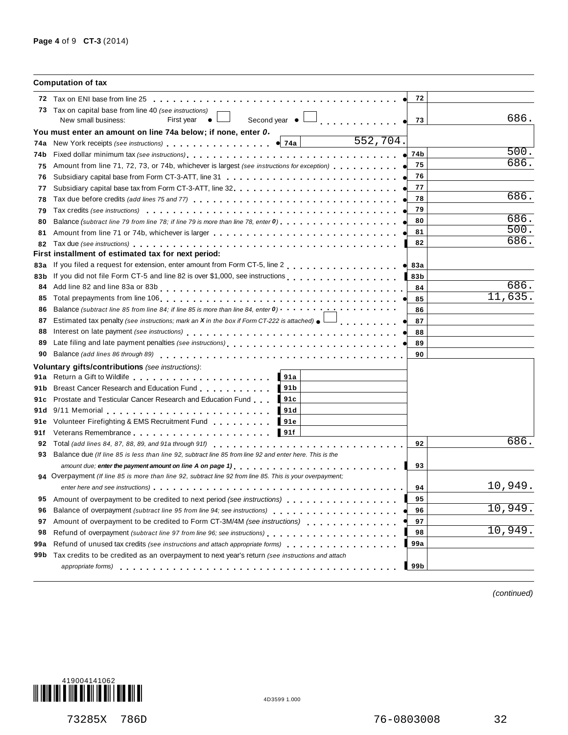## Computation of tax

| Line | Description | | Amount |
|---|---|---|---|
| 72 | Tax on ENI base from line 25 | 72 | |
| 73 | Tax on capital base from line 40 *(see instructions)* New small business: First year ☐ Second year ☐ | 73 | 686. |
| | **You must enter an amount on line 74a below; if none, enter *0*.** | | |
| 74a | New York receipts *(see instructions)* — 74a: 552,704. | | |
| 74b | Fixed dollar minimum tax *(see instructions)* | 74b | 500. |
| 75 | Amount from line 71, 72, 73, or 74b, whichever is largest *(see instructions for exception)* | 75 | 686. |
| 76 | Subsidiary capital base from Form CT-3-ATT, line 31 | 76 | |
| 77 | Subsidiary capital base tax from Form CT-3-ATT, line 32 | 77 | |
| 78 | Tax due before credits *(add lines 75 and 77)* | 78 | 686. |
| 79 | Tax credits *(see instructions)* | 79 | |
| 80 | Balance *(subtract line 79 from line 78; if line 79 is more than line 78, enter 0)* | 80 | 686. |
| 81 | Amount from line 71 or 74b, whichever is larger | 81 | 500. |
| 82 | Tax due *(see instructions)* | 82 | 686. |
| | **First installment of estimated tax for next period:** | | |
| 83a | If you filed a request for extension, enter amount from Form CT-5, line 2 | 83a | |
| 83b | If you did not file Form CT-5 and line 82 is over $1,000, see instructions | 83b | |
| 84 | Add line 82 and line 83a or 83b | 84 | 686. |
| 85 | Total prepayments from line 106 | 85 | 11,635. |
| 86 | Balance *(subtract line 85 from line 84; if line 85 is more than line 84, enter 0)* | 86 | |
| 87 | Estimated tax penalty *(see instructions; mark an X in the box if Form CT-222 is attached)* ☐ | 87 | |
| 88 | Interest on late payment *(see instructions)* | 88 | |
| 89 | Late filing and late payment penalties *(see instructions)* | 89 | |
| 90 | Balance *(add lines 86 through 89)* | 90 | |

**Voluntary gifts/contributions** *(see instructions)*:

| Line | Description | | Amount |
|---|---|---|---|
| 91a | Return a Gift to Wildlife | 91a | |
| 91b | Breast Cancer Research and Education Fund | 91b | |
| 91c | Prostate and Testicular Cancer Research and Education Fund | 91c | |
| 91d | 9/11 Memorial | 91d | |
| 91e | Volunteer Firefighting & EMS Recruitment Fund | 91e | |
| 91f | Veterans Remembrance | 91f | |

| Line | Description | | Amount |
|---|---|---|---|
| 92 | Total *(add lines 84, 87, 88, 89, and 91a through 91f)* | 92 | 686. |
| 93 | Balance due *(If line 85 is less than line 92, subtract line 85 from line 92 and enter here. This is the amount due; **enter the payment amount on line A on page 1**)* | 93 | |
| 94 | Overpayment *(If line 85 is more than line 92, subtract line 92 from line 85. This is your overpayment; enter here and see instructions)* | 94 | 10,949. |
| 95 | Amount of overpayment to be credited to next period *(see instructions)* | 95 | |
| 96 | Balance of overpayment *(subtract line 95 from line 94; see instructions)* | 96 | 10,949. |
| 97 | Amount of overpayment to be credited to Form CT-3M/4M *(see instructions)* | 97 | |
| 98 | Refund of overpayment *(subtract line 97 from line 96; see instructions)* | 98 | 10,949. |
| 99a | Refund of unused tax credits *(see instructions and attach appropriate forms)* | 99a | |
| 99b | Tax credits to be credited as an overpayment to next year's return *(see instructions and attach appropriate forms)* | 99b | |

*(continued)*

419004141062

4D3599 1.000

73285X 786D 76-0803008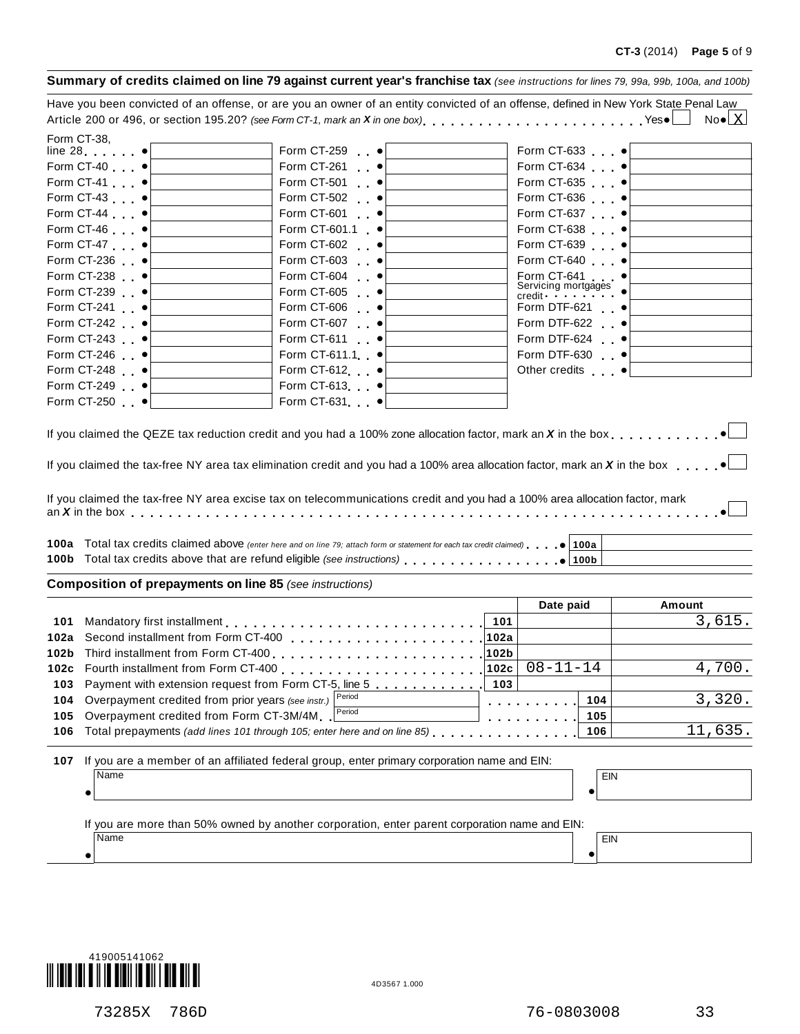## Summary of credits claimed on line 79 against current year's franchise tax *(see instructions for lines 79, 99a, 99b, 100a, and 100b)*

Have you been convicted of an offense, or are you an owner of an entity convicted of an offense, defined in New York State Penal Law Article 200 or 496, or section 195.20? *(see Form CT-1, mark an X in one box)* . . . . Yes ● ☐ No ● X

| Form | Amount | Form | Amount | Form | Amount |
|---|---|---|---|---|---|
| Form CT-38, line 28 ● | | Form CT-259 ● | | Form CT-633 ● | |
| Form CT-40 ● | | Form CT-261 ● | | Form CT-634 ● | |
| Form CT-41 ● | | Form CT-501 ● | | Form CT-635 ● | |
| Form CT-43 ● | | Form CT-502 ● | | Form CT-636 ● | |
| Form CT-44 ● | | Form CT-601 ● | | Form CT-637 ● | |
| Form CT-46 ● | | Form CT-601.1 ● | | Form CT-638 ● | |
| Form CT-47 ● | | Form CT-602 ● | | Form CT-639 ● | |
| Form CT-236 ● | | Form CT-603 ● | | Form CT-640 ● | |
| Form CT-238 ● | | Form CT-604 ● | | Form CT-641 ● | |
| Form CT-239 ● | | Form CT-605 ● | | Servicing mortgages credit ● | |
| Form CT-241 ● | | Form CT-606 ● | | Form DTF-621 ● | |
| Form CT-242 ● | | Form CT-607 ● | | Form DTF-622 ● | |
| Form CT-243 ● | | Form CT-611 ● | | Form DTF-624 ● | |
| Form CT-246 ● | | Form CT-611.1 ● | | Form DTF-630 ● | |
| Form CT-248 ● | | Form CT-612 ● | | Other credits ● | |
| Form CT-249 ● | | Form CT-613 ● | | | |
| Form CT-250 ● | | Form CT-631 ● | | | |

If you claimed the QEZE tax reduction credit and you had a 100% zone allocation factor, mark an *X* in the box . . . . ● ☐

If you claimed the tax-free NY area tax elimination credit and you had a 100% area allocation factor, mark an *X* in the box . . . . ● ☐

If you claimed the tax-free NY area excise tax on telecommunications credit and you had a 100% area allocation factor, mark an *X* in the box . . . . ● ☐

| | | | |
|---|---|---|---|
| **100a** | Total tax credits claimed above *(enter here and on line 79; attach form or statement for each tax credit claimed)* ● | 100a | |
| **100b** | Total tax credits above that are refund eligible *(see instructions)* ● | 100b | |

## Composition of prepayments on line 85 *(see instructions)*

| | | Line | Date paid | Amount |
|---|---|---|---|---|
| **101** | Mandatory first installment | 101 | | 3,615. |
| **102a** | Second installment from Form CT-400 | 102a | | |
| **102b** | Third installment from Form CT-400 | 102b | | |
| **102c** | Fourth installment from Form CT-400 | 102c | 08-11-14 | 4,700. |
| **103** | Payment with extension request from Form CT-5, line 5 | 103 | | |
| **104** | Overpayment credited from prior years *(see instr.)* Period | 104 | | 3,320. |
| **105** | Overpayment credited from Form CT-3M/4M Period | 105 | | |
| **106** | Total prepayments *(add lines 101 through 105; enter here and on line 85)* | 106 | | 11,635. |

**107** If you are a member of an affiliated federal group, enter primary corporation name and EIN:

● Name: ______ ● EIN: ______

If you are more than 50% owned by another corporation, enter parent corporation name and EIN:

● Name: ______ ● EIN: ______

419005141062

4D3567 1.000

73285X 786D 76-0803008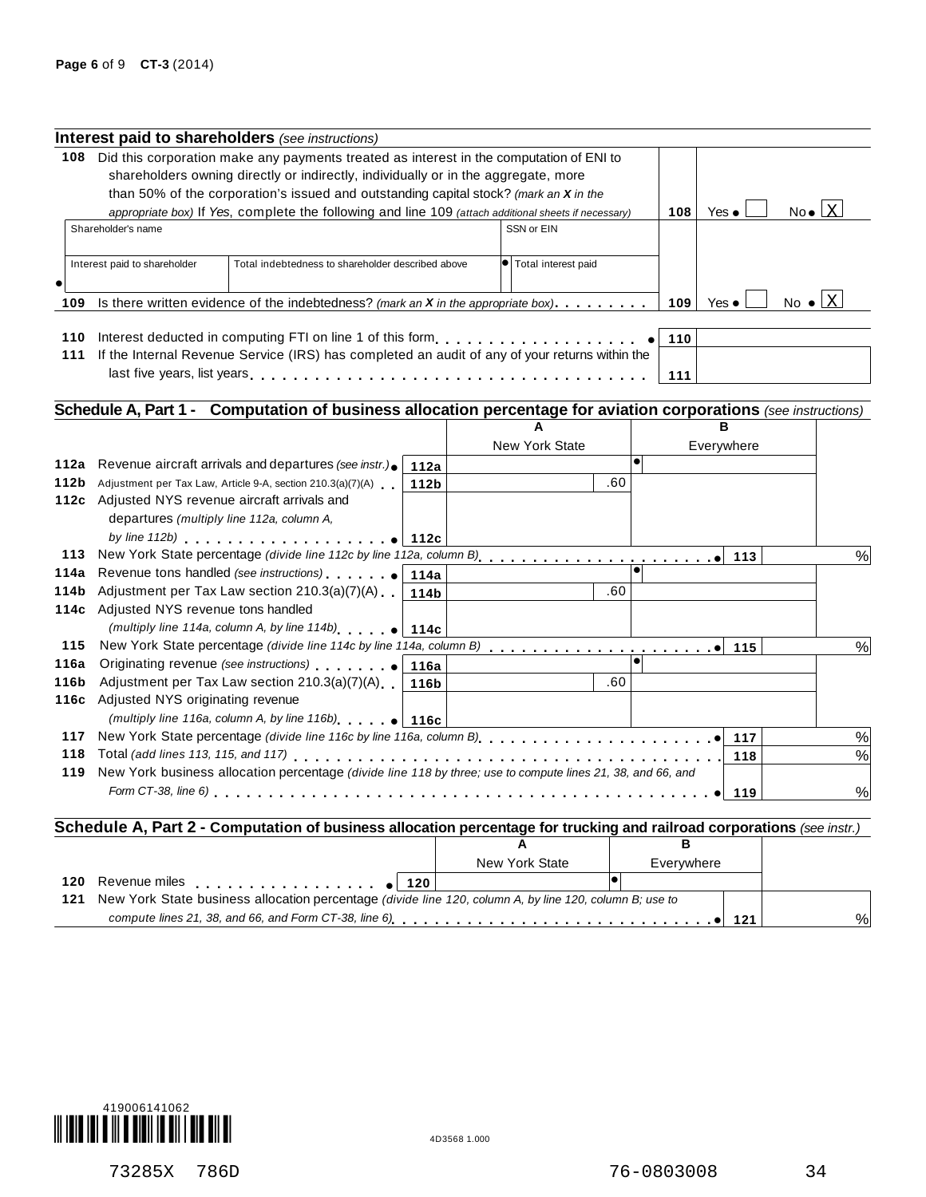## Interest paid to shareholders *(see instructions)*

| | | | | |
|---|---|---|---|---|
| 108 | Did this corporation make any payments treated as interest in the computation of ENI to shareholders owning directly or indirectly, individually or in the aggregate, more than 50% of the corporation's issued and outstanding capital stock? *(mark an X in the appropriate box)* If *Yes*, complete the following and line 109 *(attach additional sheets if necessary)* | 108 | Yes ● ☐ | No ● ☒ |

| Shareholder's name | | SSN or EIN |
|---|---|---|
| | | |
| **Interest paid to shareholder** | **Total indebtedness to shareholder described above** | **● Total interest paid** |
| ● | | |

| | | | | |
|---|---|---|---|---|
| 109 | Is there written evidence of the indebtedness? *(mark an X in the appropriate box)* | 109 | Yes ● ☐ | No ● ☒ |
| 110 | Interest deducted in computing FTI on line 1 of this form ● | 110 | | |
| 111 | If the Internal Revenue Service (IRS) has completed an audit of any of your returns within the last five years, list years | 111 | | |

## Schedule A, Part 1 - Computation of business allocation percentage for aviation corporations *(see instructions)*

| | | | A New York State | B Everywhere | | |
|---|---|---|---|---|---|---|
| 112a | Revenue aircraft arrivals and departures *(see instr.)* ● | 112a | | ● | | |
| 112b | Adjustment per Tax Law, Article 9-A, section 210.3(a)(7)(A) | 112b | .60 | | | |
| 112c | Adjusted NYS revenue aircraft arrivals and departures *(multiply line 112a, column A, by line 112b)* ● | 112c | | | | |
| 113 | New York State percentage *(divide line 112c by line 112a, column B)* ● | | | | 113 | % |
| 114a | Revenue tons handled *(see instructions)* ● | 114a | | ● | | |
| 114b | Adjustment per Tax Law section 210.3(a)(7)(A) | 114b | .60 | | | |
| 114c | Adjusted NYS revenue tons handled *(multiply line 114a, column A, by line 114b)* ● | 114c | | | | |
| 115 | New York State percentage *(divide line 114c by line 114a, column B)* ● | | | | 115 | % |
| 116a | Originating revenue *(see instructions)* ● | 116a | | ● | | |
| 116b | Adjustment per Tax Law section 210.3(a)(7)(A) | 116b | .60 | | | |
| 116c | Adjusted NYS originating revenue *(multiply line 116a, column A, by line 116b)* ● | 116c | | | | |
| 117 | New York State percentage *(divide line 116c by line 116a, column B)* ● | | | | 117 | % |
| 118 | Total *(add lines 113, 115, and 117)* | | | | 118 | % |
| 119 | New York business allocation percentage *(divide line 118 by three; use to compute lines 21, 38, and 66, and Form CT-38, line 6)* ● | | | | 119 | % |

## Schedule A, Part 2 - Computation of business allocation percentage for trucking and railroad corporations *(see instr.)*

| | | | A New York State | B Everywhere | | |
|---|---|---|---|---|---|---|
| 120 | Revenue miles ● | 120 | | ● | | |
| 121 | New York State business allocation percentage *(divide line 120, column A, by line 120, column B; use to compute lines 21, 38, and 66, and Form CT-38, line 6)* ● | | | | 121 | % |

419006141062

4D3568 1.000

73285X 786D 76-0803008 34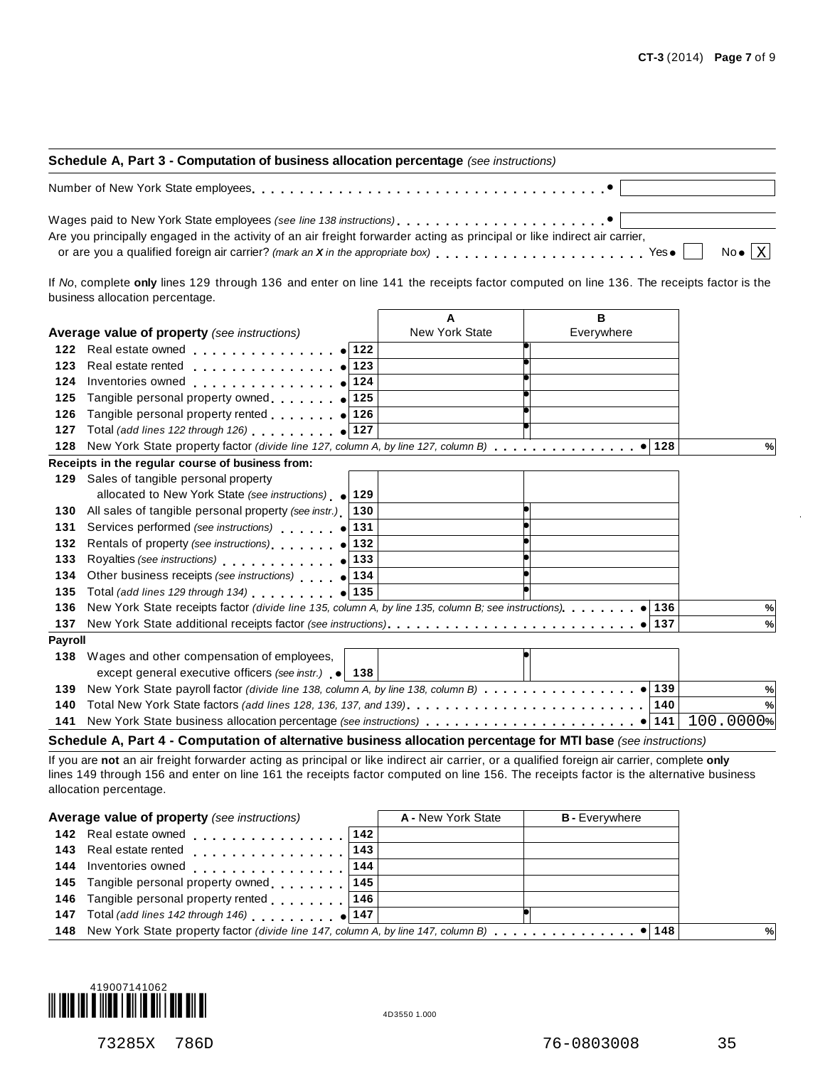## Schedule A, Part 3 - Computation of business allocation percentage *(see instructions)*

Number of New York State employees . . . . . . . . . . . . . . . . . . . . . . . . . . . . . . . . . . . ●

Wages paid to New York State employees *(see line 138 instructions)* . . . . . . . . . . . . . . . . . . . . . . ●

Are you principally engaged in the activity of an air freight forwarder acting as principal or like indirect air carrier, or are you a qualified foreign air carrier? *(mark an X in the appropriate box)* . . . . . . . . . . . . . . . . . . . . . . Yes ● [ ] No ● [X]

If *No*, complete **only** lines 129 through 136 and enter on line 141 the receipts factor computed on line 136. The receipts factor is the business allocation percentage.

| | **Average value of property** *(see instructions)* | | A New York State | B Everywhere | | |
|---|---|---|---|---|---|---|
| 122 | Real estate owned ● | 122 | | | | |
| 123 | Real estate rented ● | 123 | | | | |
| 124 | Inventories owned ● | 124 | | | | |
| 125 | Tangible personal property owned ● | 125 | | | | |
| 126 | Tangible personal property rented ● | 126 | | | | |
| 127 | Total *(add lines 122 through 126)* ● | 127 | | | | |
| 128 | New York State property factor *(divide line 127, column A, by line 127, column B)* ● | | | | 128 | % |
| | **Receipts in the regular course of business from:** | | | | | |
| 129 | Sales of tangible personal property allocated to New York State *(see instructions)* ● | 129 | | | | |
| 130 | All sales of tangible personal property *(see instr.)* | 130 | | | | |
| 131 | Services performed *(see instructions)* ● | 131 | | | | |
| 132 | Rentals of property *(see instructions)* ● | 132 | | | | |
| 133 | Royalties *(see instructions)* ● | 133 | | | | |
| 134 | Other business receipts *(see instructions)* ● | 134 | | | | |
| 135 | Total *(add lines 129 through 134)* ● | 135 | | | | |
| 136 | New York State receipts factor *(divide line 135, column A, by line 135, column B; see instructions)* ● | | | | 136 | % |
| 137 | New York State additional receipts factor *(see instructions)* ● | | | | 137 | % |
| | **Payroll** | | | | | |
| 138 | Wages and other compensation of employees, except general executive officers *(see instr.)* ● | 138 | | | | |
| 139 | New York State payroll factor *(divide line 138, column A, by line 138, column B)* ● | | | | 139 | % |
| 140 | Total New York State factors *(add lines 128, 136, 137, and 139)* | | | | 140 | % |
| 141 | New York State business allocation percentage *(see instructions)* ● | | | | 141 | 100.0000% |

## Schedule A, Part 4 - Computation of alternative business allocation percentage for MTI base *(see instructions)*

If you are **not** an air freight forwarder acting as principal or like indirect air carrier, or a qualified foreign air carrier, complete **only** lines 149 through 156 and enter on line 161 the receipts factor computed on line 156. The receipts factor is the alternative business allocation percentage.

| | **Average value of property** *(see instructions)* | | A - New York State | B - Everywhere | | |
|---|---|---|---|---|---|---|
| 142 | Real estate owned | 142 | | | | |
| 143 | Real estate rented | 143 | | | | |
| 144 | Inventories owned | 144 | | | | |
| 145 | Tangible personal property owned | 145 | | | | |
| 146 | Tangible personal property rented | 146 | | | | |
| 147 | Total *(add lines 142 through 146)* ● | 147 | | | | |
| 148 | New York State property factor *(divide line 147, column A, by line 147, column B)* ● | | | | 148 | % |

419007141062

4D3550 1.000

73285X 786D 76-0803008 35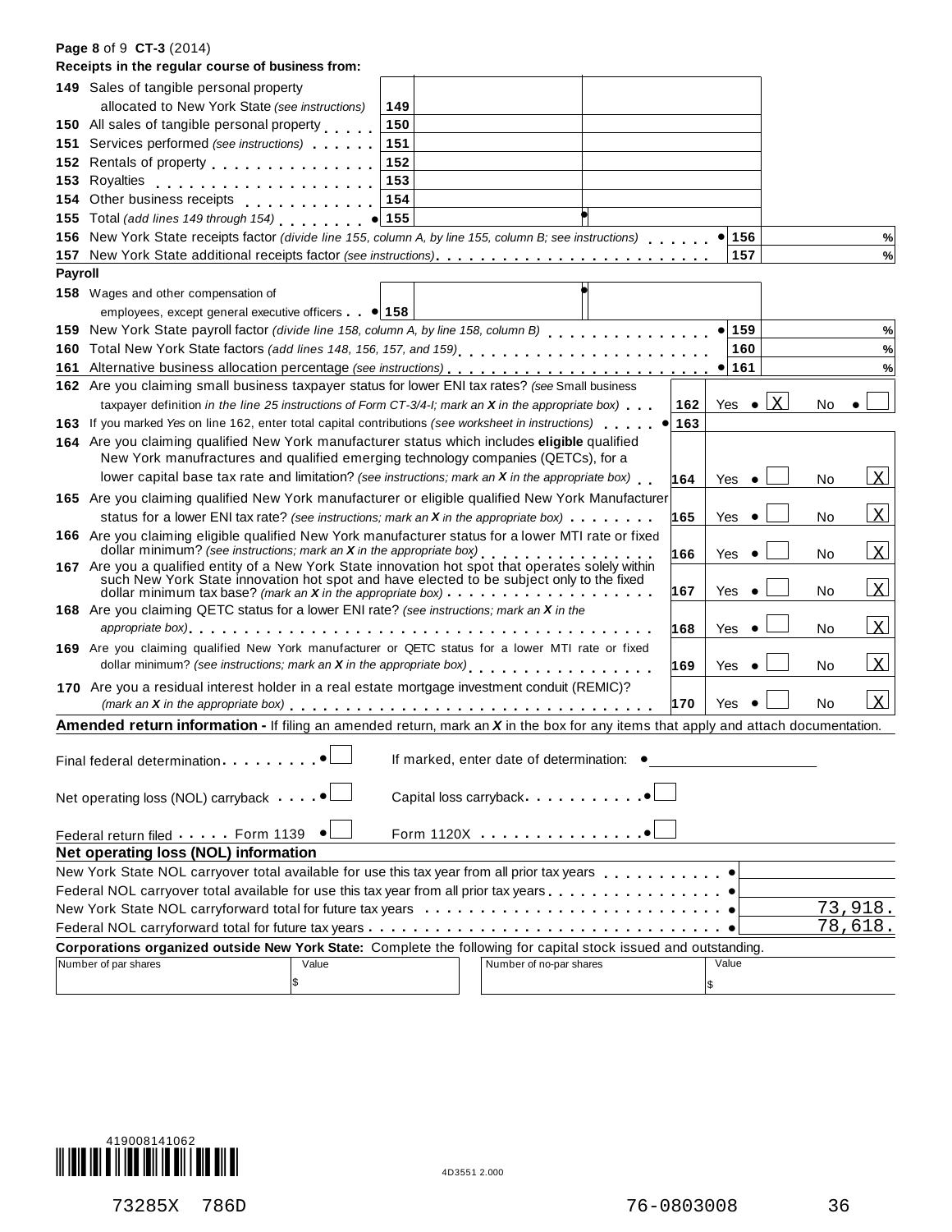**Page 8 of 9 CT-3 (2014)**

**Receipts in the regular course of business from:**

| Line | Description | | A | B |
|---|---|---|---|---|
| 149 | Sales of tangible personal property allocated to New York State *(see instructions)* | 149 | | |
| 150 | All sales of tangible personal property | 150 | | |
| 151 | Services performed *(see instructions)* | 151 | | |
| 152 | Rentals of property | 152 | | |
| 153 | Royalties | 153 | | |
| 154 | Other business receipts | 154 | | |
| 155 | Total *(add lines 149 through 154)* | 155 | | |

| Line | Description | | |
|---|---|---|---|
| 156 | New York State receipts factor *(divide line 155, column A, by line 155, column B; see instructions)* | 156 | % |
| 157 | New York State additional receipts factor *(see instructions)* | 157 | % |

**Payroll**

| Line | Description | | A | B |
|---|---|---|---|---|
| 158 | Wages and other compensation of employees, except general executive officers | 158 | | |

| Line | Description | | |
|---|---|---|---|
| 159 | New York State payroll factor *(divide line 158, column A, by line 158, column B)* | 159 | % |
| 160 | Total New York State factors *(add lines 148, 156, 157, and 159)* | 160 | % |
| 161 | Alternative business allocation percentage *(see instructions)* | 161 | % |

| Line | Question | | Yes | No |
|---|---|---|---|---|
| 162 | Are you claiming small business taxpayer status for lower ENI tax rates? *(see* Small business taxpayer definition *in the line 25 instructions of Form CT-3/4-I; mark an **X** in the appropriate box)* | 162 | X | |
| 163 | If you marked *Yes* on line 162, enter total capital contributions *(see worksheet in instructions)* | 163 | | |
| 164 | Are you claiming qualified New York manufacturer status which includes **eligible** qualified New York manufractures and qualified emerging technology companies (QETCs), for a lower capital base tax rate and limitation? *(see instructions; mark an **X** in the appropriate box)* | 164 | | X |
| 165 | Are you claiming qualified New York manufacturer or eligible qualified New York Manufacturer status for a lower ENI tax rate? *(see instructions; mark an **X** in the appropriate box)* | 165 | | X |
| 166 | Are you claiming eligible qualified New York manufacturer status for a lower MTI rate or fixed dollar minimum? *(see instructions; mark an **X** in the appropriate box)* | 166 | | X |
| 167 | Are you a qualified entity of a New York State innovation hot spot that operates solely within such New York State innovation hot spot and have elected to be subject only to the fixed dollar minimum tax base? *(mark an **X** in the appropriate box)* | 167 | | X |
| 168 | Are you claiming QETC status for a lower ENI rate? *(see instructions; mark an **X** in the appropriate box)* | 168 | | X |
| 169 | Are you claiming qualified New York manufacturer or QETC status for a lower MTI rate or fixed dollar minimum? *(see instructions; mark an **X** in the appropriate box)* | 169 | | X |
| 170 | Are you a residual interest holder in a real estate mortgage investment conduit (REMIC)? *(mark an **X** in the appropriate box)* | 170 | | X |

**Amended return information -** If filing an amended return, mark an ***X*** in the box for any items that apply and attach documentation.

Final federal determination ☐ If marked, enter date of determination: ____________

Net operating loss (NOL) carryback ☐ Capital loss carryback ☐

Federal return filed Form 1139 ☐ Form 1120X ☐

**Net operating loss (NOL) information**

| | |
|---|---|
| New York State NOL carryover total available for use this tax year from all prior tax years | |
| Federal NOL carryover total available for use this tax year from all prior tax years | |
| New York State NOL carryforward total for future tax years | 73,918. |
| Federal NOL carryforward total for future tax years | 78,618. |

**Corporations organized outside New York State:** Complete the following for capital stock issued and outstanding.

| Number of par shares | Value | Number of no-par shares | Value |
|---|---|---|---|
| | $ | | $ |

419008141062

4D3551 2.000

73285X 786D 76-0803008 36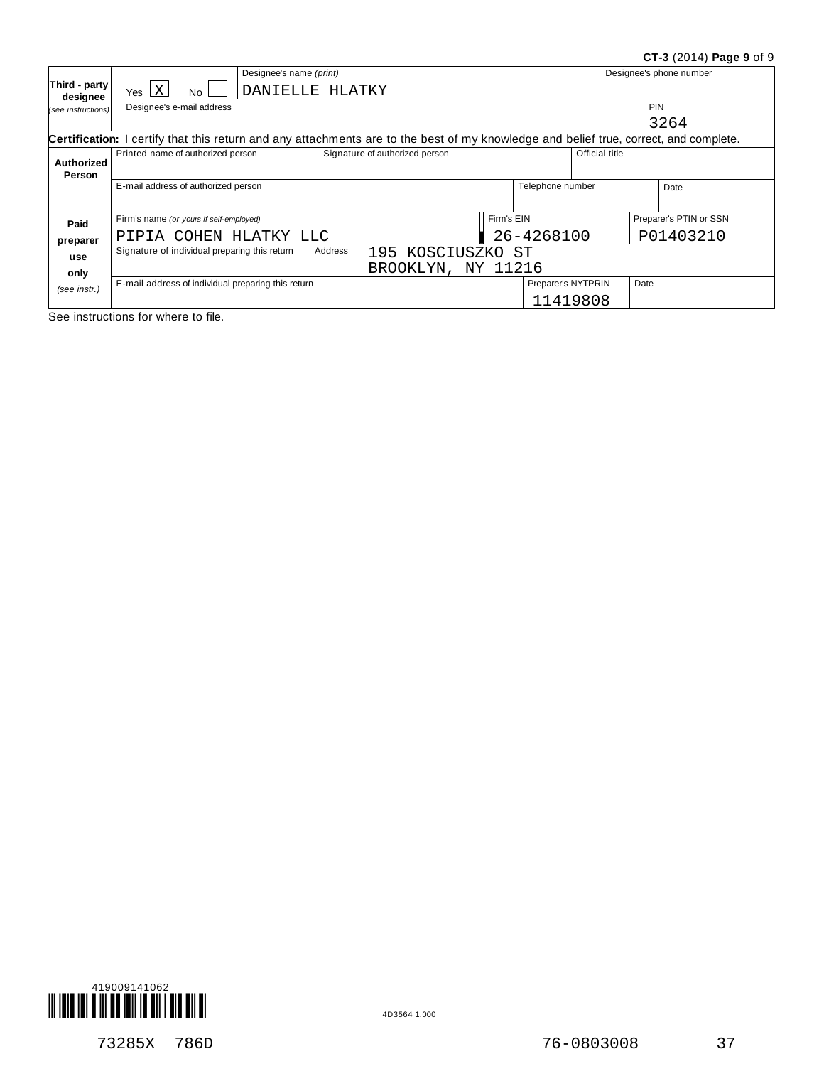CT-3 (2014) Page 9 of 9

| Third - party designee (see instructions) | Yes [X] No [ ] | Designee's name *(print)* DANIELLE HLATKY | | Designee's phone number |
|---|---|---|---|---|
| | Designee's e-mail address | | | PIN 3264 |

**Certification:** I certify that this return and any attachments are to the best of my knowledge and belief true, correct, and complete.

| Authorized Person | Printed name of authorized person | Signature of authorized person | | Official title |
|---|---|---|---|---|
| | E-mail address of authorized person | | Telephone number | Date |

| Paid preparer use only (see instr.) | Firm's name *(or yours if self-employed)* PIPIA COHEN HLATKY LLC | | Firm's EIN 26-4268100 | Preparer's PTIN or SSN P01403210 |
|---|---|---|---|---|
| | Signature of individual preparing this return | Address 195 KOSCIUSZKO ST BROOKLYN, NY 11216 | | |
| | E-mail address of individual preparing this return | | Preparer's NYTPRIN 11419808 | Date |

See instructions for where to file.

419009141062

4D3564 1.000

73285X 786D 76-0803008 37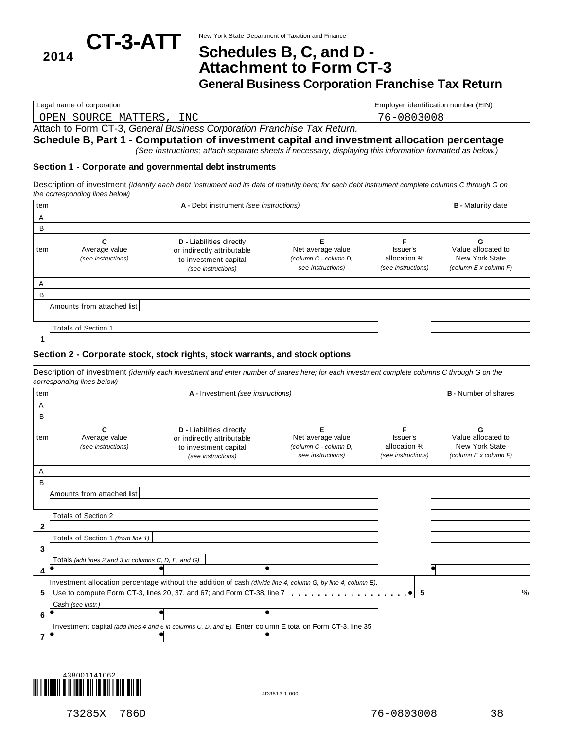**2014** **CT-3-ATT**

New York State Department of Taxation and Finance

# Schedules B, C, and D - Attachment to Form CT-3

## General Business Corporation Franchise Tax Return

| Legal name of corporation | Employer identification number (EIN) |
|---|---|
| OPEN SOURCE MATTERS, INC | 76-0803008 |

Attach to Form CT-3, *General Business Corporation Franchise Tax Return.*

### Schedule B, Part 1 - Computation of investment capital and investment allocation percentage

*(See instructions; attach separate sheets if necessary, displaying this information formatted as below.)*

#### Section 1 - Corporate and governmental debt instruments

Description of investment *(identify each debt instrument and its date of maturity here; for each debt instrument complete columns C through G on the corresponding lines below)*

| Item | A - Debt instrument *(see instructions)* | B - Maturity date |
|---|---|---|
| A | | |
| B | | |

| Item | C Average value *(see instructions)* | D - Liabilities directly or indirectly attributable to investment capital *(see instructions)* | E Net average value *(column C - column D; see instructions)* | F Issuer's allocation % *(see instructions)* | G Value allocated to New York State *(column E x column F)* |
|---|---|---|---|---|---|
| A | | | | | |
| B | | | | | |
| Amounts from attached list | | | | | |
| 1 Totals of Section 1 | | | | | |

#### Section 2 - Corporate stock, stock rights, stock warrants, and stock options

Description of investment *(identify each investment and enter number of shares here; for each investment complete columns C through G on the corresponding lines below)*

| Item | A - Investment *(see instructions)* | B - Number of shares |
|---|---|---|
| A | | |
| B | | |

| Item | C Average value *(see instructions)* | D - Liabilities directly or indirectly attributable to investment capital *(see instructions)* | E Net average value *(column C - column D; see instructions)* | F Issuer's allocation % *(see instructions)* | G Value allocated to New York State *(column E x column F)* |
|---|---|---|---|---|---|
| A | | | | | |
| B | | | | | |
| Amounts from attached list | | | | | |
| 2 Totals of Section 2 | | | | | |
| 3 Totals of Section 1 *(from line 1)* | | | | | |
| 4 Totals *(add lines 2 and 3 in columns C, D, E, and G)* | | | | | |

**5** Investment allocation percentage without the addition of cash *(divide line 4, column G, by line 4, column E)*. Use to compute Form CT-3, lines 20, 37, and 67; and Form CT-38, line 7 . . . . . . . . . . . . . . . . . . **5** %

| Line | C | D | E |
|---|---|---|---|
| 6 Cash *(see instr.)* | | | |
| 7 Investment capital *(add lines 4 and 6 in columns C, D, and E)*. Enter column E total on Form CT-3, line 35 | | | |

438001141062

4D3513 1.000

73285X 786D 76-0803008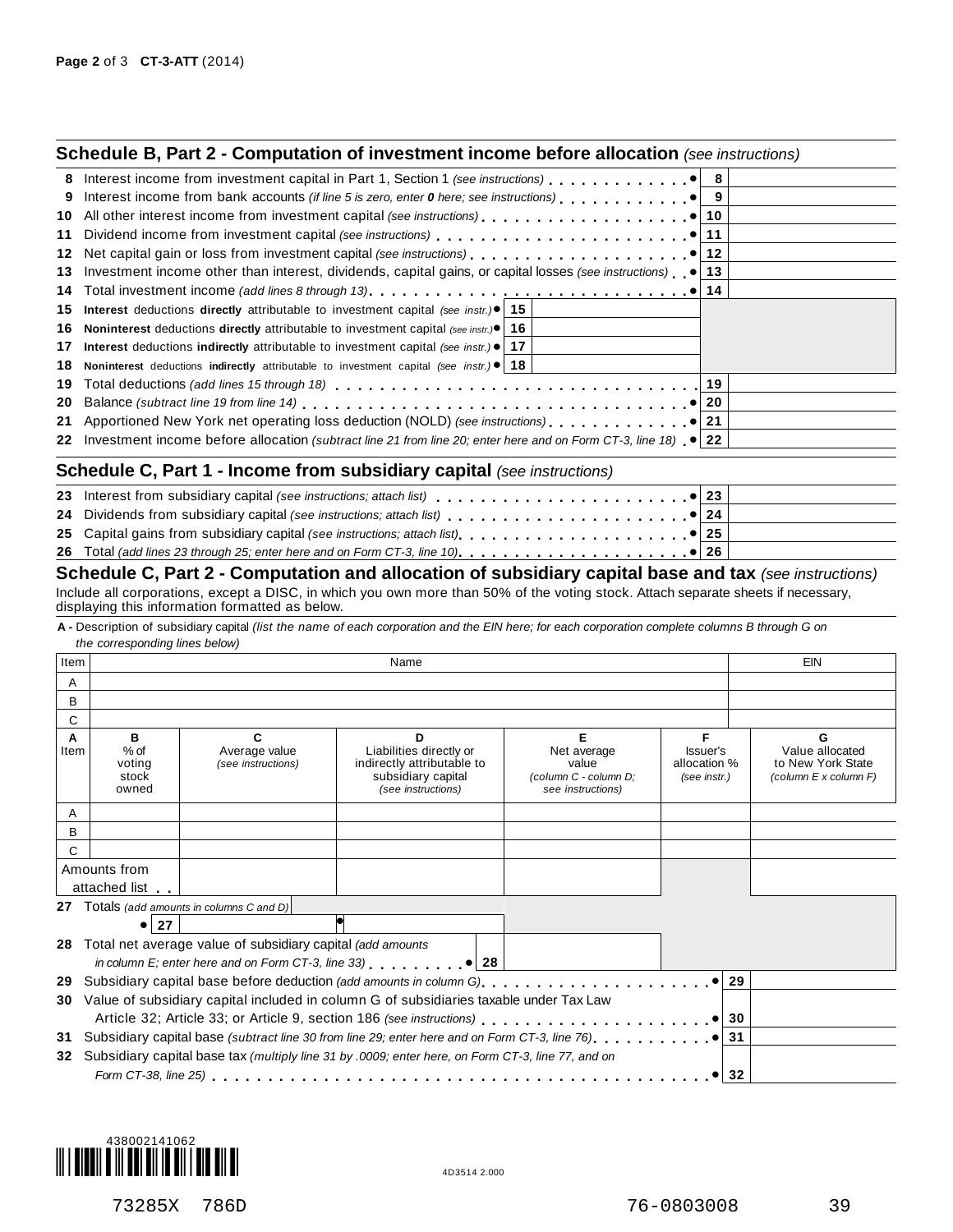## Schedule B, Part 2 - Computation of investment income before allocation *(see instructions)*

| | | | |
|---|---|---|---|
| 8 | Interest income from investment capital in Part 1, Section 1 *(see instructions)* ● | 8 | |
| 9 | Interest income from bank accounts *(if line 5 is zero, enter **0** here; see instructions)* ● | 9 | |
| 10 | All other interest income from investment capital *(see instructions)* ● | 10 | |
| 11 | Dividend income from investment capital *(see instructions)* ● | 11 | |
| 12 | Net capital gain or loss from investment capital *(see instructions)* ● | 12 | |
| 13 | Investment income other than interest, dividends, capital gains, or capital losses *(see instructions)* ● | 13 | |
| 14 | Total investment income *(add lines 8 through 13)* ● | 14 | |
| 15 | **Interest** deductions **directly** attributable to investment capital *(see instr.)* ● 15 | | |
| 16 | **Noninterest** deductions **directly** attributable to investment capital *(see instr.)* ● 16 | | |
| 17 | **Interest** deductions **indirectly** attributable to investment capital *(see instr.)* ● 17 | | |
| 18 | **Noninterest** deductions **indirectly** attributable to investment capital *(see instr.)* ● 18 | | |
| 19 | Total deductions *(add lines 15 through 18)* | 19 | |
| 20 | Balance *(subtract line 19 from line 14)* ● | 20 | |
| 21 | Apportioned New York net operating loss deduction (NOLD) *(see instructions)* ● | 21 | |
| 22 | Investment income before allocation *(subtract line 21 from line 20; enter here and on Form CT-3, line 18)* ● | 22 | |

## Schedule C, Part 1 - Income from subsidiary capital *(see instructions)*

| | | | |
|---|---|---|---|
| 23 | Interest from subsidiary capital *(see instructions; attach list)* ● | 23 | |
| 24 | Dividends from subsidiary capital *(see instructions; attach list)* ● | 24 | |
| 25 | Capital gains from subsidiary capital *(see instructions; attach list)* ● | 25 | |
| 26 | Total *(add lines 23 through 25; enter here and on Form CT-3, line 10)* ● | 26 | |

## Schedule C, Part 2 - Computation and allocation of subsidiary capital base and tax *(see instructions)*

Include all corporations, except a DISC, in which you own more than 50% of the voting stock. Attach separate sheets if necessary, displaying this information formatted as below.

**A -** Description of subsidiary capital *(list the name of each corporation and the EIN here; for each corporation complete columns B through G on the corresponding lines below)*

| Item | Name | EIN |
|---|---|---|
| A | | |
| B | | |
| C | | |

| A Item | B % of voting stock owned | C Average value *(see instructions)* | D Liabilities directly or indirectly attributable to subsidiary capital *(see instructions)* | E Net average value *(column C - column D; see instructions)* | F Issuer's allocation % *(see instr.)* | G Value allocated to New York State *(column E x column F)* |
|---|---|---|---|---|---|---|
| A | | | | | | |
| B | | | | | | |
| C | | | | | | |
| Amounts from attached list | | | | | | |
| 27 Totals *(add amounts in columns C and D)* ● 27 | | | ● | | | |
| 28 Total net average value of subsidiary capital *(add amounts in column E; enter here and on Form CT-3, line 33)* ● 28 | | | | | | |

| | | | |
|---|---|---|---|
| 29 | Subsidiary capital base before deduction *(add amounts in column G)* ● | 29 | |
| 30 | Value of subsidiary capital included in column G of subsidiaries taxable under Tax Law Article 32; Article 33; or Article 9, section 186 *(see instructions)* ● | 30 | |
| 31 | Subsidiary capital base *(subtract line 30 from line 29; enter here and on Form CT-3, line 76)* ● | 31 | |
| 32 | Subsidiary capital base tax *(multiply line 31 by .0009; enter here, on Form CT-3, line 77, and on Form CT-38, line 25)* ● | 32 | |

438002141062

4D3514 2.000

73285X 786D 76-0803008 39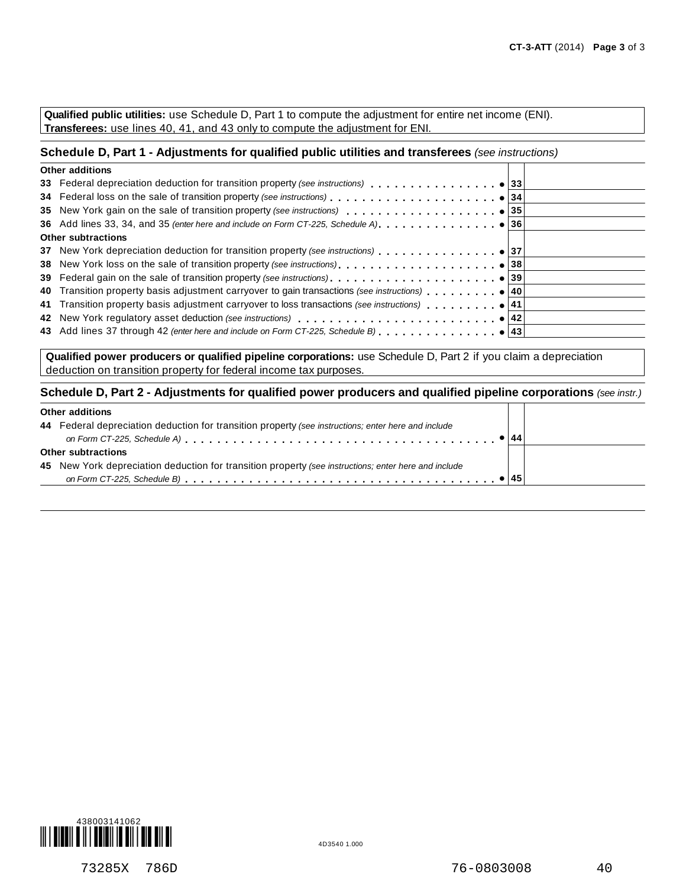**Qualified public utilities:** use Schedule D, Part 1 to compute the adjustment for entire net income (ENI).
**Transferees:** use lines 40, 41, and 43 only to compute the adjustment for ENI.

## Schedule D, Part 1 - Adjustments for qualified public utilities and transferees *(see instructions)*

| | | |
|---|---|---|
| **Other additions** | | |
| **33** Federal depreciation deduction for transition property *(see instructions)* . . . . . . . . . . . . . . . . ● | 33 | |
| **34** Federal loss on the sale of transition property *(see instructions)* . . . . . . . . . . . . . . . . . . . . . ● | 34 | |
| **35** New York gain on the sale of transition property *(see instructions)* . . . . . . . . . . . . . . . . . . . ● | 35 | |
| **36** Add lines 33, 34, and 35 *(enter here and include on Form CT-225, Schedule A)* . . . . . . . . . . . . . . ● | 36 | |
| **Other subtractions** | | |
| **37** New York depreciation deduction for transition property *(see instructions)* . . . . . . . . . . . . . . . ● | 37 | |
| **38** New York loss on the sale of transition property *(see instructions)* . . . . . . . . . . . . . . . . . . . . ● | 38 | |
| **39** Federal gain on the sale of transition property *(see instructions)* . . . . . . . . . . . . . . . . . . . . . ● | 39 | |
| **40** Transition property basis adjustment carryover to gain transactions *(see instructions)* . . . . . . . . . ● | 40 | |
| **41** Transition property basis adjustment carryover to loss transactions *(see instructions)* . . . . . . . . . ● | 41 | |
| **42** New York regulatory asset deduction *(see instructions)* . . . . . . . . . . . . . . . . . . . . . . . . . ● | 42 | |
| **43** Add lines 37 through 42 *(enter here and include on Form CT-225, Schedule B)* . . . . . . . . . . . . . . ● | 43 | |

**Qualified power producers or qualified pipeline corporations:** use Schedule D, Part 2 if you claim a depreciation deduction on transition property for federal income tax purposes.

## Schedule D, Part 2 - Adjustments for qualified power producers and qualified pipeline corporations *(see instr.)*

| | | |
|---|---|---|
| **Other additions** | | |
| **44** Federal depreciation deduction for transition property *(see instructions; enter here and include on Form CT-225, Schedule A)* . . . . . . . . . . . . . . . . . . . . . . . . . . . . . . . . . . . . . ● | 44 | |
| **Other subtractions** | | |
| **45** New York depreciation deduction for transition property *(see instructions; enter here and include on Form CT-225, Schedule B)* . . . . . . . . . . . . . . . . . . . . . . . . . . . . . . . . . . . . . ● | 45 | |

438003141062

4D3540 1.000

73285X 786D 76-0803008 40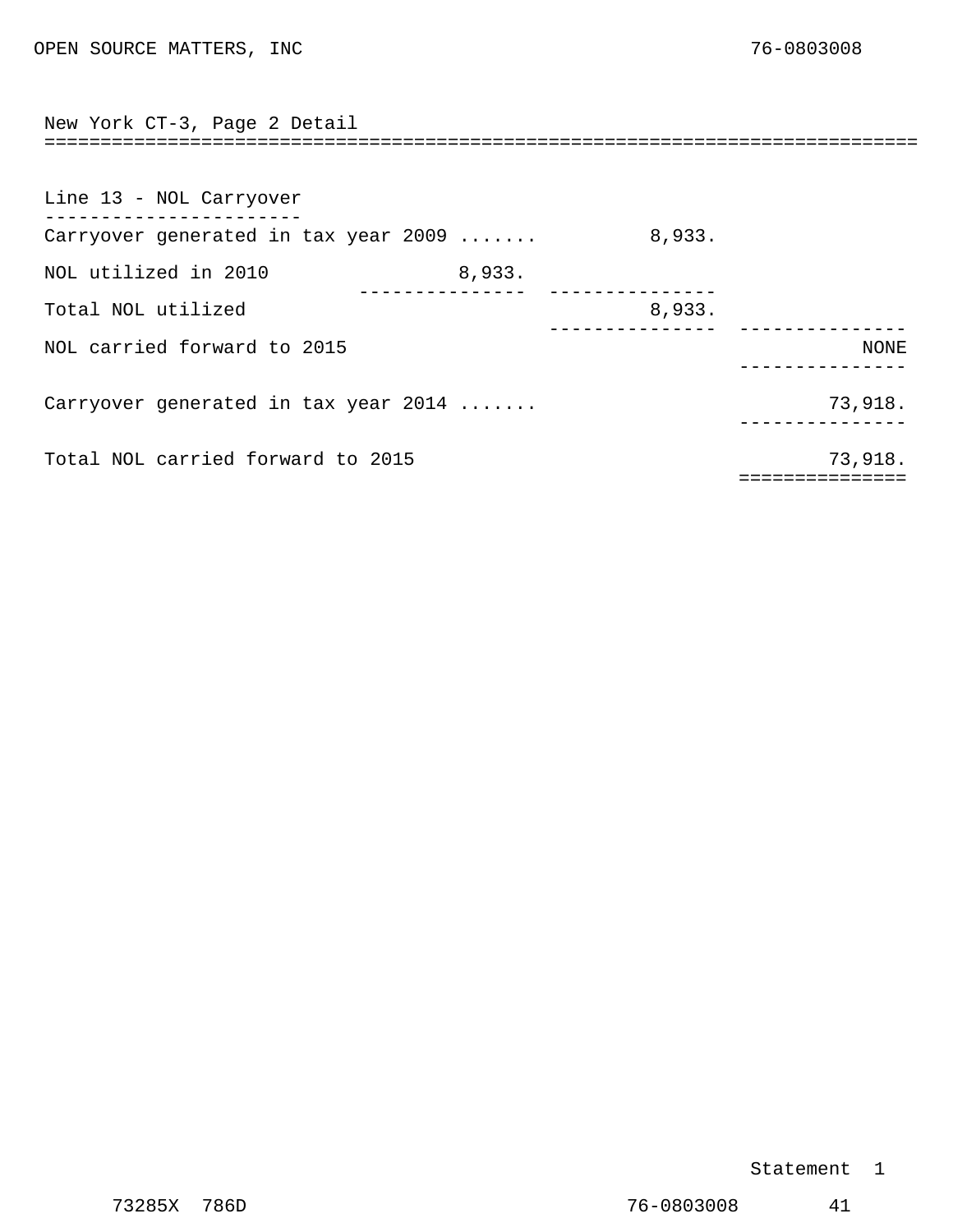OPEN SOURCE MATTERS, INC 76-0803008

## New York CT-3, Page 2 Detail

### Line 13 - NOL Carryover

| | | | |
|---|---|---|---|
| Carryover generated in tax year 2009 ....... | | 8,933. | |
| NOL utilized in 2010 | 8,933. | | |
| Total NOL utilized | | 8,933. | |
| NOL carried forward to 2015 | | | NONE |
| Carryover generated in tax year 2014 ....... | | | 73,918. |
| Total NOL carried forward to 2015 | | | 73,918. |

Statement 1

73285X 786D 76-0803008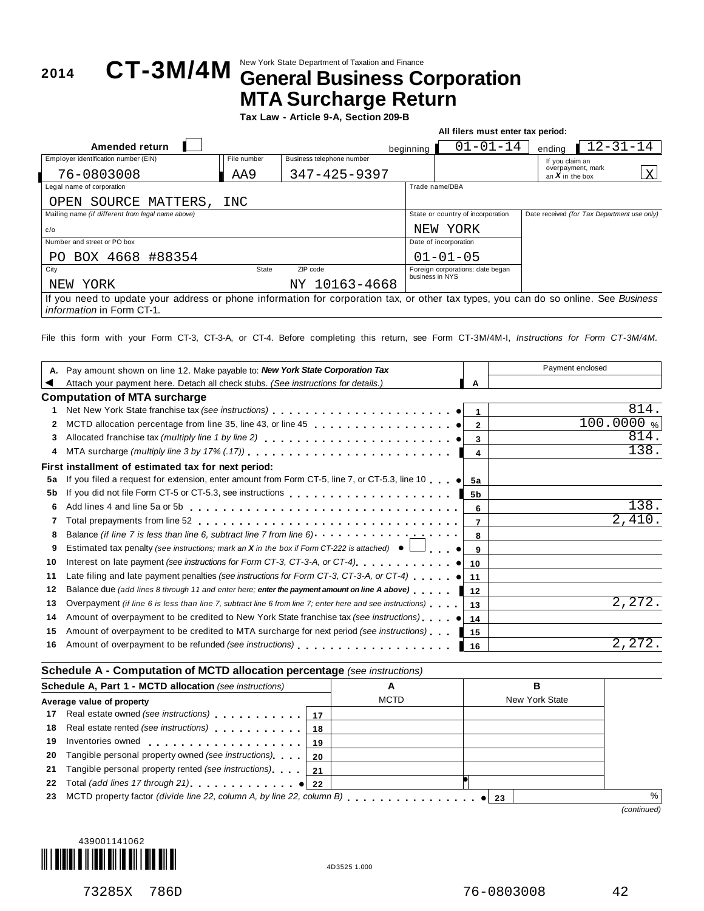**2014** **CT-3M/4M** New York State Department of Taxation and Finance

# General Business Corporation MTA Surcharge Return

**Tax Law - Article 9-A, Section 209-B**

**All filers must enter tax period:**

**Amended return** ☐ beginning 01-01-14 ending 12-31-14

| Employer identification number (EIN) | File number | Business telephone number | If you claim an overpayment, mark an *X* in the box |
|---|---|---|---|
| 76-0803008 | AA9 | 347-425-9397 | X |

| Legal name of corporation | Trade name/DBA |
|---|---|
| OPEN SOURCE MATTERS, INC | |

| Mailing name *(if different from legal name above)* | State or country of incorporation | Date received *(for Tax Department use only)* |
|---|---|---|
| c/o | NEW YORK | |

| Number and street or PO box | Date of incorporation |
|---|---|
| PO BOX 4668 #88354 | 01-01-05 |

| City | State | ZIP code | Foreign corporations: date began business in NYS |
|---|---|---|---|
| NEW YORK | NY | 10163-4668 | |

If you need to update your address or phone information for corporation tax, or other tax types, you can do so online. See *Business information* in Form CT-1.

File this form with your Form CT-3, CT-3-A, or CT-4. Before completing this return, see Form CT-3M/4M-I, *Instructions for Form CT-3M/4M.*

| | | | Payment enclosed |
|---|---|---|---|
| **A.** | Pay amount shown on line 12. Make payable to: ***New York State Corporation Tax*** Attach your payment here. Detach all check stubs. *(See instructions for details.)* | A | |

### Computation of MTA surcharge

| | | | |
|---|---|---|---|
| 1 | Net New York State franchise tax *(see instructions)* | 1 | 814. |
| 2 | MCTD allocation percentage from line 35, line 43, or line 45 | 2 | 100.0000 % |
| 3 | Allocated franchise tax *(multiply line 1 by line 2)* | 3 | 814. |
| 4 | MTA surcharge *(multiply line 3 by 17% (.17))* | 4 | 138. |

**First installment of estimated tax for next period:**

| | | | |
|---|---|---|---|
| 5a | If you filed a request for extension, enter amount from Form CT-5, line 7, or CT-5.3, line 10 | 5a | |
| 5b | If you did not file Form CT-5 or CT-5.3, see instructions | 5b | |
| 6 | Add lines 4 and line 5a or 5b | 6 | 138. |
| 7 | Total prepayments from line 52 | 7 | 2,410. |
| 8 | Balance *(if line 7 is less than line 6, subtract line 7 from line 6)* | 8 | |
| 9 | Estimated tax penalty *(see instructions; mark an X in the box if Form CT-222 is attached)* ☐ | 9 | |
| 10 | Interest on late payment *(see instructions for Form CT-3, CT-3-A, or CT-4)* | 10 | |
| 11 | Late filing and late payment penalties *(see instructions for Form CT-3, CT-3-A, or CT-4)* | 11 | |
| 12 | Balance due *(add lines 8 through 11 and enter here;* ***enter the payment amount on line A above)*** | 12 | |
| 13 | Overpayment *(if line 6 is less than line 7, subtract line 6 from line 7; enter here and see instructions)* | 13 | 2,272. |
| 14 | Amount of overpayment to be credited to New York State franchise tax *(see instructions)* | 14 | |
| 15 | Amount of overpayment to be credited to MTA surcharge for next period *(see instructions)* | 15 | |
| 16 | Amount of overpayment to be refunded *(see instructions)* | 16 | 2,272. |

### Schedule A - Computation of MCTD allocation percentage *(see instructions)*

| **Schedule A, Part 1 - MCTD allocation** *(see instructions)* | | A MCTD | B New York State |
|---|---|---|---|
| **Average value of property** | | | |
| 17 Real estate owned *(see instructions)* | 17 | | |
| 18 Real estate rented *(see instructions)* | 18 | | |
| 19 Inventories owned | 19 | | |
| 20 Tangible personal property owned *(see instructions)* | 20 | | |
| 21 Tangible personal property rented *(see instructions)* | 21 | | |
| 22 Total *(add lines 17 through 21)* | 22 | | |

| | | | |
|---|---|---|---|
| 23 | MCTD property factor *(divide line 22, column A, by line 22, column B)* | 23 | % |

*(continued)*

439001141062

4D3525 1.000

73285X 786D 76-0803008 42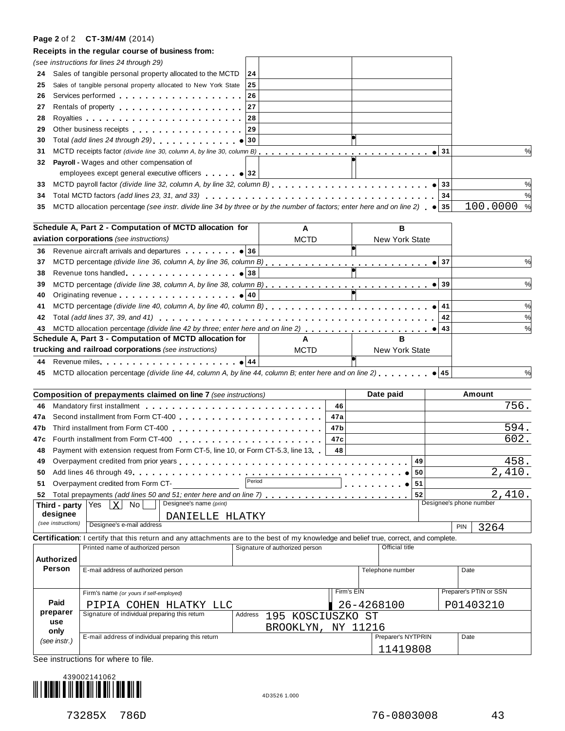**Page 2** of 2 **CT-3M/4M** (2014)

**Receipts in the regular course of business from:**

*(see instructions for lines 24 through 29)*

| Line | Description | | A | B | | |
|---|---|---|---|---|---|---|
| 24 | Sales of tangible personal property allocated to the MCTD | 24 | | | | |
| 25 | Sales of tangible personal property allocated to New York State | 25 | | | | |
| 26 | Services performed | 26 | | | | |
| 27 | Rentals of property | 27 | | | | |
| 28 | Royalties | 28 | | | | |
| 29 | Other business receipts | 29 | | | | |
| 30 | Total *(add lines 24 through 29)* | 30 | | | | |
| 31 | MCTD receipts factor *(divide line 30, column A, by line 30, column B)* | | | | 31 | % |
| 32 | **Payroll -** Wages and other compensation of employees except general executive officers | 32 | | | | |
| 33 | MCTD payroll factor *(divide line 32, column A, by line 32, column B)* | | | | 33 | % |
| 34 | Total MCTD factors *(add lines 23, 31, and 33)* | | | | 34 | % |
| 35 | MCTD allocation percentage *(see instr. divide line 34 by three or by the number of factors; enter here and on line 2)* | | | | 35 | 100.0000 % |

| Line | Schedule A, Part 2 - Computation of MCTD allocation for aviation corporations *(see instructions)* | | A MCTD | B New York State | | |
|---|---|---|---|---|---|---|
| 36 | Revenue aircraft arrivals and departures | 36 | | | | |
| 37 | MCTD percentage *(divide line 36, column A, by line 36, column B)* | | | | 37 | % |
| 38 | Revenue tons handled | 38 | | | | |
| 39 | MCTD percentage *(divide line 38, column A, by line 38, column B)* | | | | 39 | % |
| 40 | Originating revenue | 40 | | | | |
| 41 | MCTD percentage *(divide line 40, column A, by line 40, column B)* | | | | 41 | % |
| 42 | Total *(add lines 37, 39, and 41)* | | | | 42 | % |
| 43 | MCTD allocation percentage *(divide line 42 by three; enter here and on line 2)* | | | | 43 | % |

| Line | Schedule A, Part 3 - Computation of MCTD allocation for trucking and railroad corporations *(see instructions)* | | A MCTD | B New York State | | |
|---|---|---|---|---|---|---|
| 44 | Revenue miles | 44 | | | | |
| 45 | MCTD allocation percentage *(divide line 44, column A, by line 44, column B; enter here and on line 2)* | | | | 45 | % |

| Line | Composition of prepayments claimed on line 7 *(see instructions)* | | Date paid | | Amount |
|---|---|---|---|---|---|
| 46 | Mandatory first installment | 46 | | | 756. |
| 47a | Second installment from Form CT-400 | 47a | | | |
| 47b | Third installment from Form CT-400 | 47b | | | 594. |
| 47c | Fourth installment from Form CT-400 | 47c | | | 602. |
| 48 | Payment with extension request from Form CT-5, line 10, or Form CT-5.3, line 13 | 48 | | | |
| 49 | Overpayment credited from prior years | | | 49 | 458. |
| 50 | Add lines 46 through 49 | | | 50 | 2,410. |
| 51 | Overpayment credited from Form CT- Period | | | 51 | |
| 52 | Total prepayments *(add lines 50 and 51; enter here and on line 7)* | | | 52 | 2,410. |

**Third - party designee** *(see instructions)*: Yes [X] No [ ]
Designee's name *(print)*: DANIELLE HLATKY
Designee's phone number:
Designee's e-mail address:
PIN: 3264

**Certification**: I certify that this return and any attachments are to the best of my knowledge and belief true, correct, and complete.

**Authorized Person**
Printed name of authorized person: | Signature of authorized person: | Official title:
E-mail address of authorized person: | Telephone number: | Date:

**Paid preparer use only** *(see instr.)*
Firm's name *(or yours if self-employed)*: PIPIA COHEN HLATKY LLC
Firm's EIN: 26-4268100
Preparer's PTIN or SSN: P01403210
Signature of individual preparing this return:
Address: 195 KOSCIUSZKO ST BROOKLYN, NY 11216
E-mail address of individual preparing this return:
Preparer's NYTPRIN: 11419808
Date:

See instructions for where to file.

439002141062

4D3526 1.000

73285X 786D 76-0803008 43